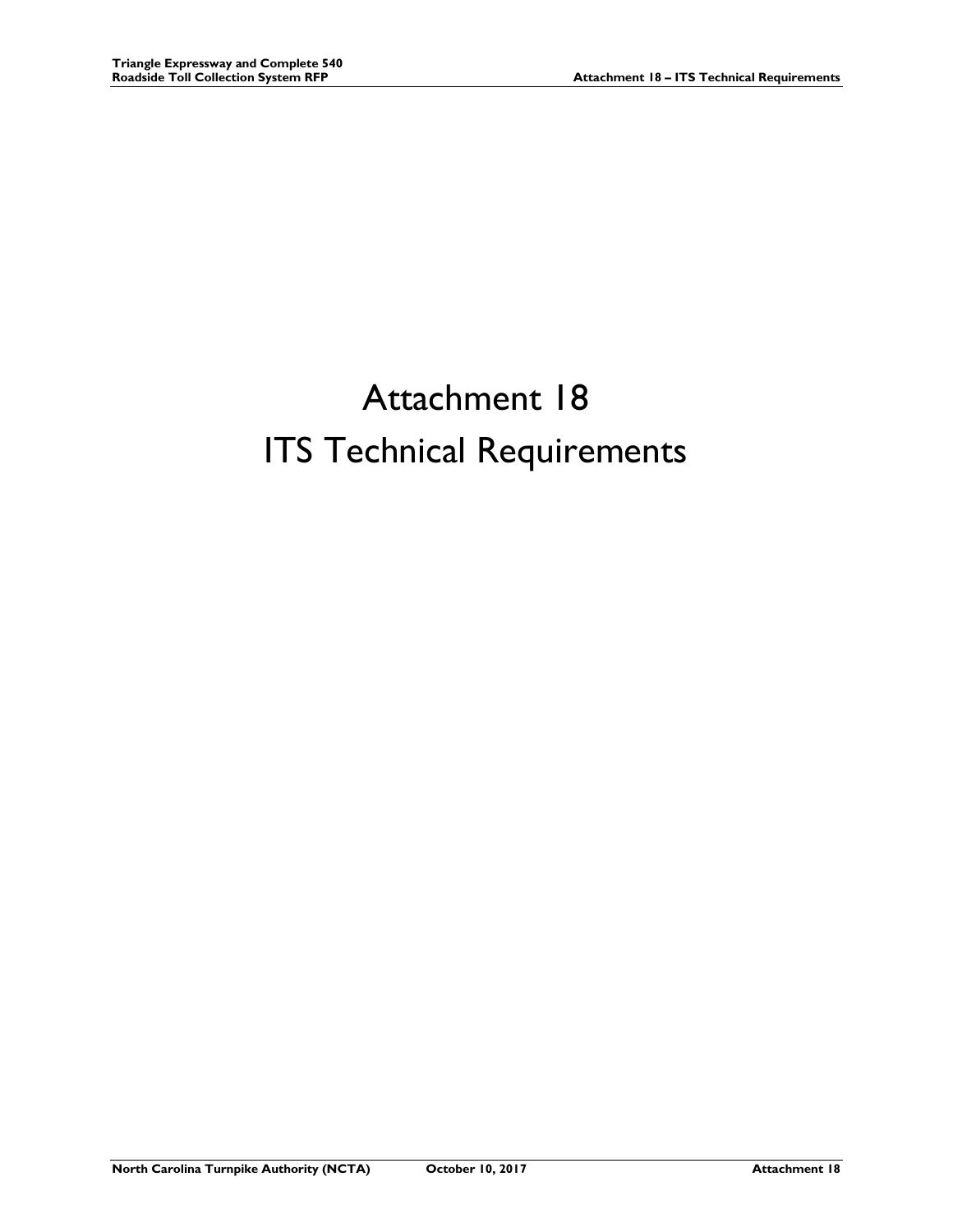# Attachment 18
# ITS Technical Requirements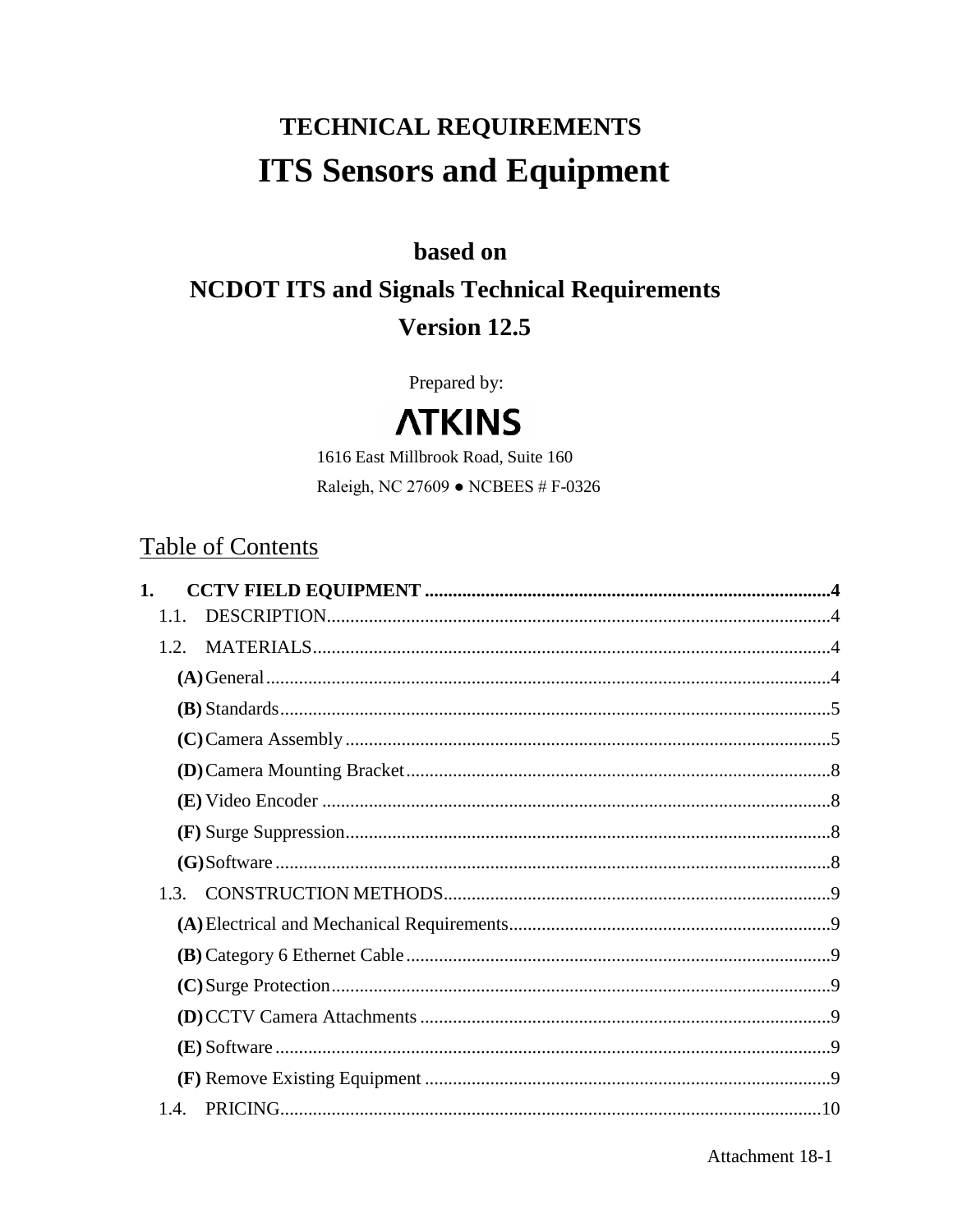# TECHNICAL REQUIREMENTS

# ITS Sensors and Equipment

## based on

## NCDOT ITS and Signals Technical Requirements

## Version 12.5

Prepared by:

ATKINS

1616 East Millbrook Road, Suite 160

Raleigh, NC 27609 ● NCBEES # F-0326

## Table of Contents

**1. CCTV FIELD EQUIPMENT ........................................................................................4**

1.1. DESCRIPTION...........................................................................................................4

1.2. MATERIALS..............................................................................................................4

**(A)** General........................................................................................................................4

**(B)** Standards.....................................................................................................................5

**(C)** Camera Assembly........................................................................................................5

**(D)** Camera Mounting Bracket..........................................................................................8

**(E)** Video Encoder .............................................................................................................8

**(F)** Surge Suppression........................................................................................................8

**(G)** Software ......................................................................................................................8

1.3. CONSTRUCTION METHODS..................................................................................9

**(A)** Electrical and Mechanical Requirements....................................................................9

**(B)** Category 6 Ethernet Cable ..........................................................................................9

**(C)** Surge Protection..........................................................................................................9

**(D)** CCTV Camera Attachments ........................................................................................9

**(E)** Software ......................................................................................................................9

**(F)** Remove Existing Equipment .......................................................................................9

1.4. PRICING...................................................................................................................10

Attachment 18-1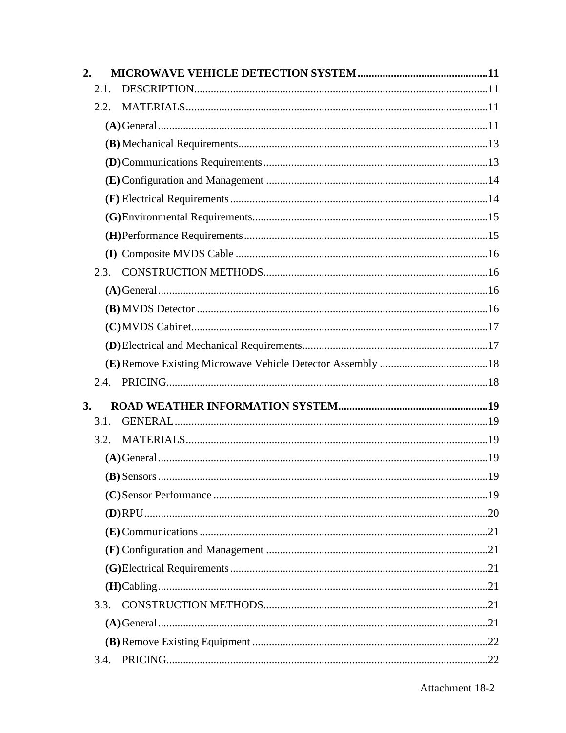**2. MICROWAVE VEHICLE DETECTION SYSTEM ..............................................11**

2.1. DESCRIPTION.........................................................................................................11

2.2. MATERIALS............................................................................................................11

**(A)** General......................................................................................................11

**(B)** Mechanical Requirements.........................................................................13

**(D)** Communications Requirements................................................................13

**(E)** Configuration and Management ...............................................................14

**(F)** Electrical Requirements............................................................................14

**(G)** Environmental Requirements....................................................................15

**(H)** Performance Requirements.......................................................................15

**(I)** Composite MVDS Cable ..........................................................................16

2.3. CONSTRUCTION METHODS................................................................................16

**(A)** General......................................................................................................16

**(B)** MVDS Detector ........................................................................................16

**(C)** MVDS Cabinet..........................................................................................17

**(D)** Electrical and Mechanical Requirements..................................................17

**(E)** Remove Existing Microwave Vehicle Detector Assembly .......................18

2.4. PRICING...................................................................................................................18

**3. ROAD WEATHER INFORMATION SYSTEM......................................................19**

3.1. GENERAL................................................................................................................19

3.2. MATERIALS............................................................................................................19

**(A)** General......................................................................................................19

**(B)** Sensors......................................................................................................19

**(C)** Sensor Performance ..................................................................................19

**(D)** RPU...........................................................................................................20

**(E)** Communications .......................................................................................21

**(F)** Configuration and Management ...............................................................21

**(G)** Electrical Requirements............................................................................21

**(H)** Cabling......................................................................................................21

3.3. CONSTRUCTION METHODS................................................................................21

**(A)** General......................................................................................................21

**(B)** Remove Existing Equipment ....................................................................22

3.4. PRICING...................................................................................................................22

Attachment 18-2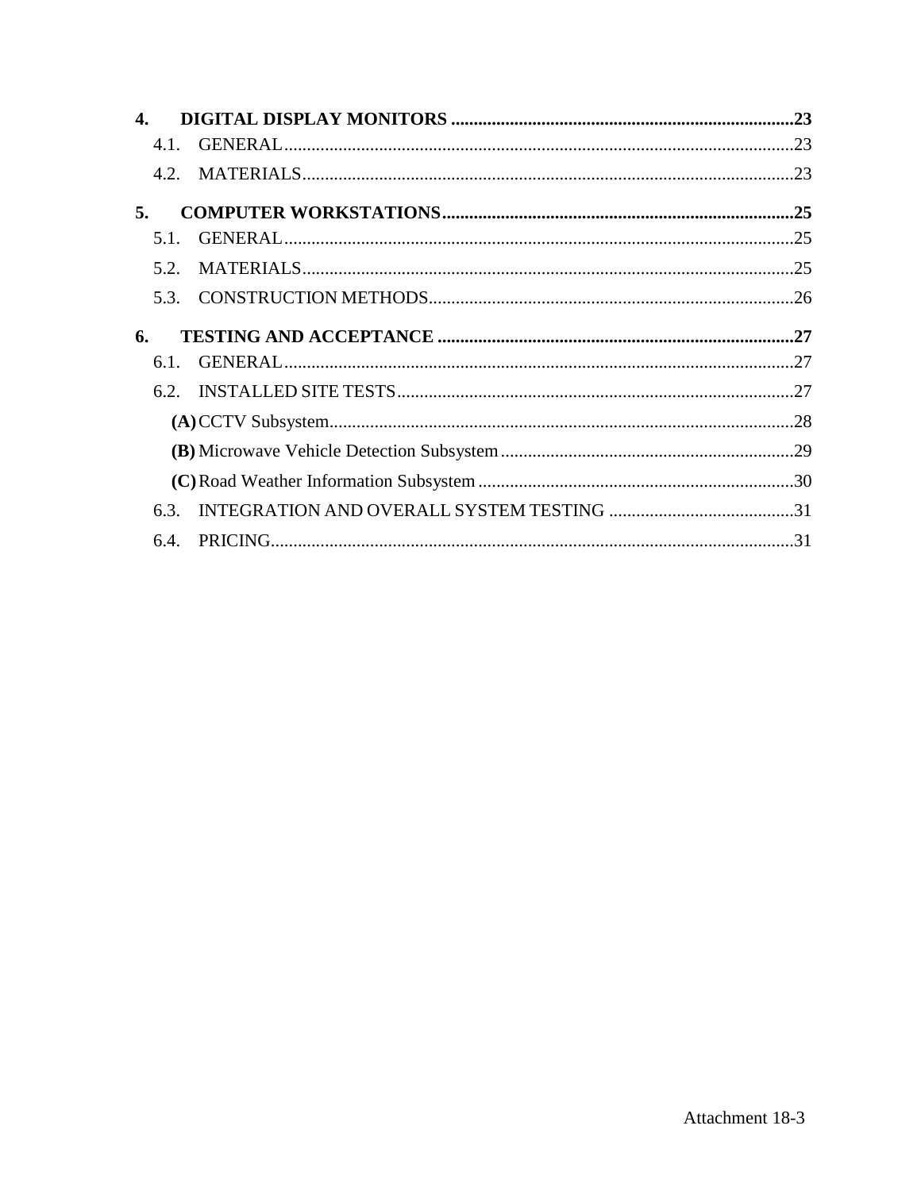**4. DIGITAL DISPLAY MONITORS ........................................................................ 23**

4.1. GENERAL ........................................................................................................ 23

4.2. MATERIALS .................................................................................................... 23

**5. COMPUTER WORKSTATIONS ......................................................................... 25**

5.1. GENERAL ........................................................................................................ 25

5.2. MATERIALS .................................................................................................... 25

5.3. CONSTRUCTION METHODS ........................................................................ 26

**6. TESTING AND ACCEPTANCE ......................................................................... 27**

6.1. GENERAL ........................................................................................................ 27

6.2. INSTALLED SITE TESTS ............................................................................... 27

**(A)** CCTV Subsystem ............................................................................................ 28

**(B)** Microwave Vehicle Detection Subsystem ....................................................... 29

**(C)** Road Weather Information Subsystem ............................................................ 30

6.3. INTEGRATION AND OVERALL SYSTEM TESTING ................................. 31

6.4. PRICING .......................................................................................................... 31

Attachment 18-3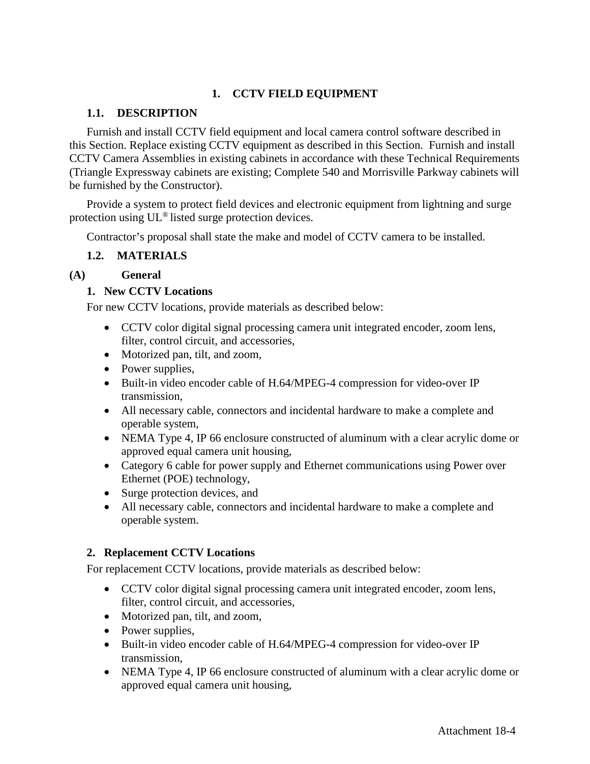# 1. CCTV FIELD EQUIPMENT

## 1.1. DESCRIPTION

Furnish and install CCTV field equipment and local camera control software described in this Section. Replace existing CCTV equipment as described in this Section. Furnish and install CCTV Camera Assemblies in existing cabinets in accordance with these Technical Requirements (Triangle Expressway cabinets are existing; Complete 540 and Morrisville Parkway cabinets will be furnished by the Constructor).

Provide a system to protect field devices and electronic equipment from lightning and surge protection using UL® listed surge protection devices.

Contractor's proposal shall state the make and model of CCTV camera to be installed.

## 1.2. MATERIALS

### (A) General

#### 1. New CCTV Locations

For new CCTV locations, provide materials as described below:

- CCTV color digital signal processing camera unit integrated encoder, zoom lens, filter, control circuit, and accessories,
- Motorized pan, tilt, and zoom,
- Power supplies,
- Built-in video encoder cable of H.64/MPEG-4 compression for video-over IP transmission,
- All necessary cable, connectors and incidental hardware to make a complete and operable system,
- NEMA Type 4, IP 66 enclosure constructed of aluminum with a clear acrylic dome or approved equal camera unit housing,
- Category 6 cable for power supply and Ethernet communications using Power over Ethernet (POE) technology,
- Surge protection devices, and
- All necessary cable, connectors and incidental hardware to make a complete and operable system.

#### 2. Replacement CCTV Locations

For replacement CCTV locations, provide materials as described below:

- CCTV color digital signal processing camera unit integrated encoder, zoom lens, filter, control circuit, and accessories,
- Motorized pan, tilt, and zoom,
- Power supplies,
- Built-in video encoder cable of H.64/MPEG-4 compression for video-over IP transmission,
- NEMA Type 4, IP 66 enclosure constructed of aluminum with a clear acrylic dome or approved equal camera unit housing,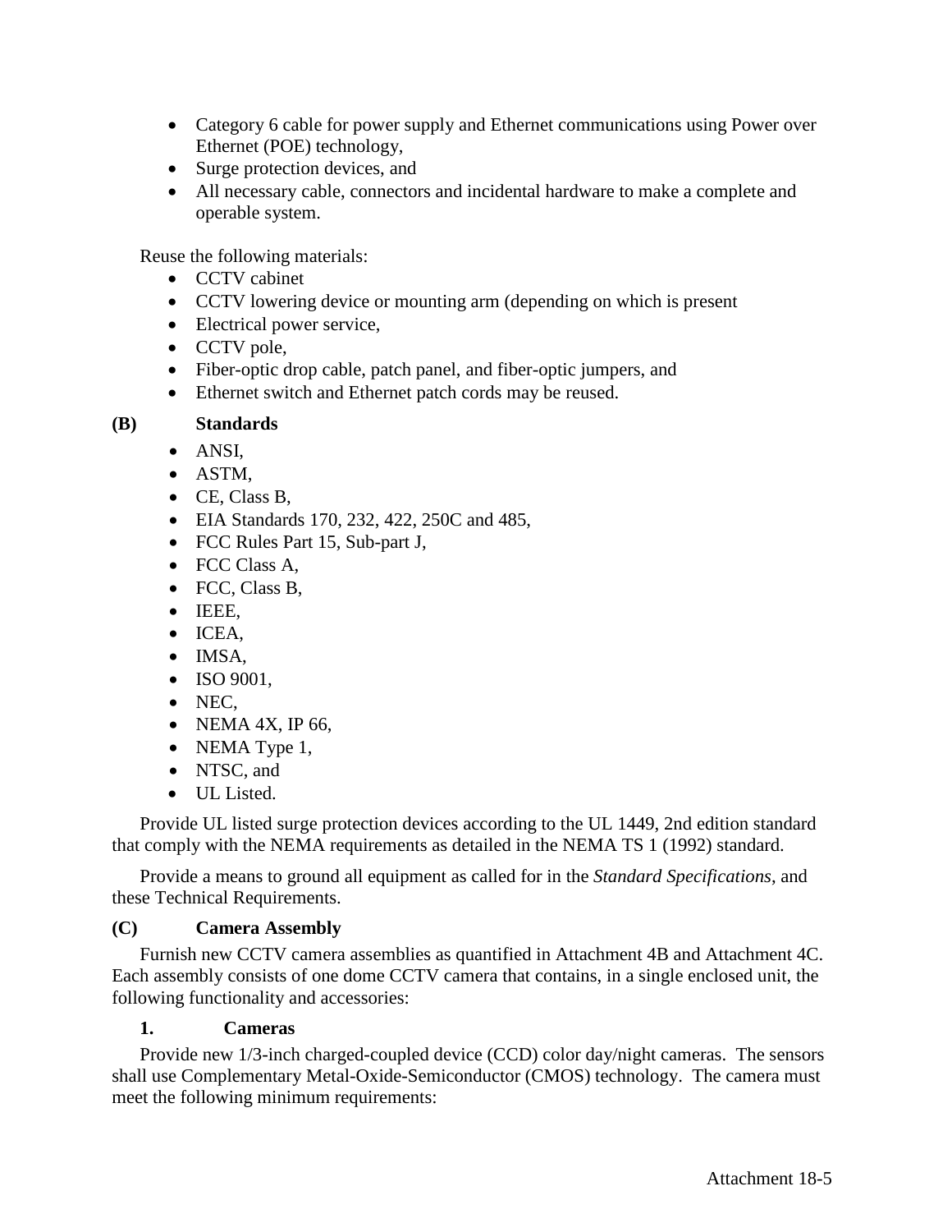- Category 6 cable for power supply and Ethernet communications using Power over Ethernet (POE) technology,
- Surge protection devices, and
- All necessary cable, connectors and incidental hardware to make a complete and operable system.

Reuse the following materials:

- CCTV cabinet
- CCTV lowering device or mounting arm (depending on which is present
- Electrical power service,
- CCTV pole,
- Fiber-optic drop cable, patch panel, and fiber-optic jumpers, and
- Ethernet switch and Ethernet patch cords may be reused.

### (B) Standards

- ANSI,
- ASTM,
- CE, Class B,
- EIA Standards 170, 232, 422, 250C and 485,
- FCC Rules Part 15, Sub-part J,
- FCC Class A,
- FCC, Class B,
- IEEE,
- ICEA,
- IMSA,
- ISO 9001,
- NEC,
- NEMA 4X, IP 66,
- NEMA Type 1,
- NTSC, and
- UL Listed.

Provide UL listed surge protection devices according to the UL 1449, 2nd edition standard that comply with the NEMA requirements as detailed in the NEMA TS 1 (1992) standard.

Provide a means to ground all equipment as called for in the *Standard Specifications*, and these Technical Requirements.

### (C) Camera Assembly

Furnish new CCTV camera assemblies as quantified in Attachment 4B and Attachment 4C. Each assembly consists of one dome CCTV camera that contains, in a single enclosed unit, the following functionality and accessories:

#### 1. Cameras

Provide new 1/3-inch charged-coupled device (CCD) color day/night cameras. The sensors shall use Complementary Metal-Oxide-Semiconductor (CMOS) technology. The camera must meet the following minimum requirements: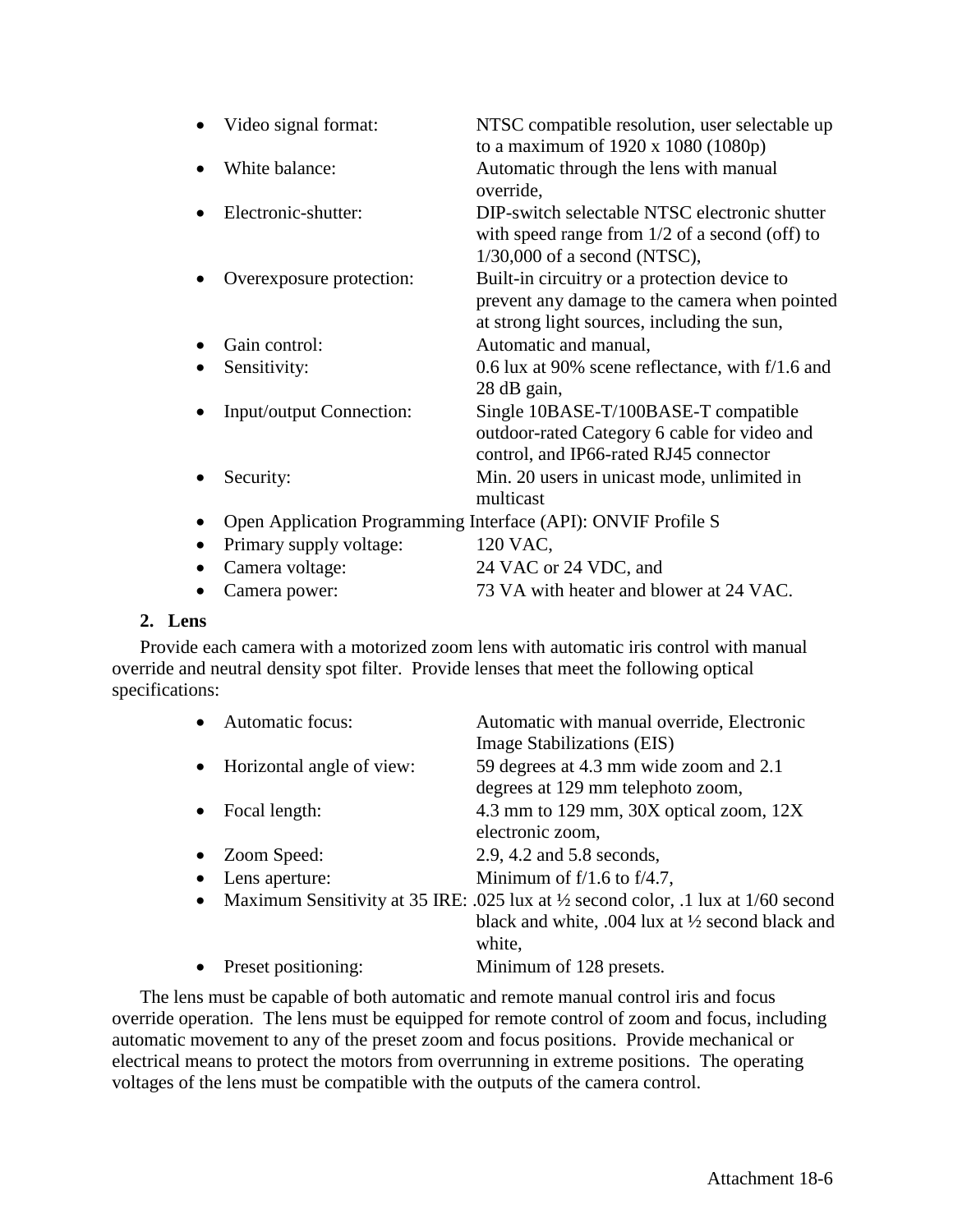- Video signal format: NTSC compatible resolution, user selectable up to a maximum of 1920 x 1080 (1080p)
- White balance: Automatic through the lens with manual override,
- Electronic-shutter: DIP-switch selectable NTSC electronic shutter with speed range from 1/2 of a second (off) to 1/30,000 of a second (NTSC),
- Overexposure protection: Built-in circuitry or a protection device to prevent any damage to the camera when pointed at strong light sources, including the sun,
- Gain control: Automatic and manual,
- Sensitivity: 0.6 lux at 90% scene reflectance, with f/1.6 and 28 dB gain,
- Input/output Connection: Single 10BASE-T/100BASE-T compatible outdoor-rated Category 6 cable for video and control, and IP66-rated RJ45 connector
- Security: Min. 20 users in unicast mode, unlimited in multicast
- Open Application Programming Interface (API): ONVIF Profile S
- Primary supply voltage: 120 VAC,
- Camera voltage: 24 VAC or 24 VDC, and
- Camera power: 73 VA with heater and blower at 24 VAC.

**2. Lens**

Provide each camera with a motorized zoom lens with automatic iris control with manual override and neutral density spot filter. Provide lenses that meet the following optical specifications:

- Automatic focus: Automatic with manual override, Electronic Image Stabilizations (EIS)
- Horizontal angle of view: 59 degrees at 4.3 mm wide zoom and 2.1 degrees at 129 mm telephoto zoom,
- Focal length: 4.3 mm to 129 mm, 30X optical zoom, 12X electronic zoom,
- Zoom Speed: 2.9, 4.2 and 5.8 seconds,
- Lens aperture: Minimum of f/1.6 to f/4.7,
- Maximum Sensitivity at 35 IRE: .025 lux at ½ second color, .1 lux at 1/60 second black and white, .004 lux at ½ second black and white,
- Preset positioning: Minimum of 128 presets.

The lens must be capable of both automatic and remote manual control iris and focus override operation. The lens must be equipped for remote control of zoom and focus, including automatic movement to any of the preset zoom and focus positions. Provide mechanical or electrical means to protect the motors from overrunning in extreme positions. The operating voltages of the lens must be compatible with the outputs of the camera control.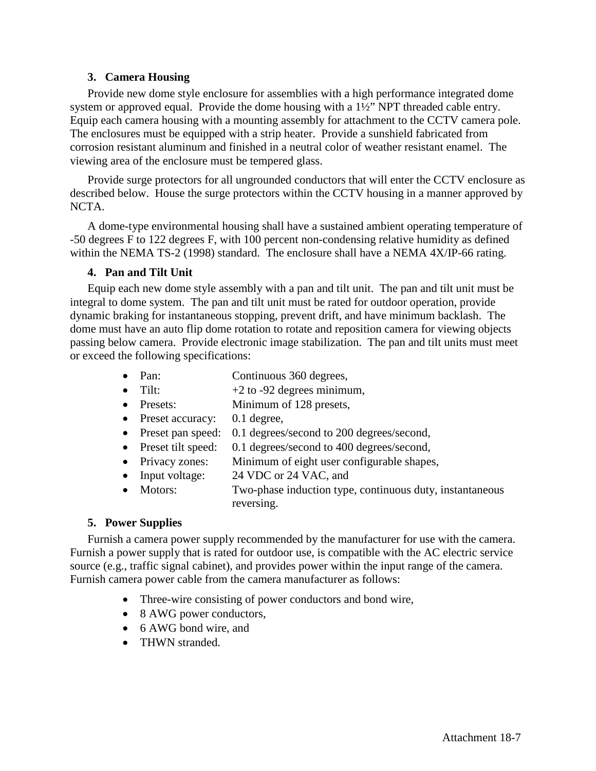### 3. Camera Housing

Provide new dome style enclosure for assemblies with a high performance integrated dome system or approved equal. Provide the dome housing with a 1½" NPT threaded cable entry. Equip each camera housing with a mounting assembly for attachment to the CCTV camera pole. The enclosures must be equipped with a strip heater. Provide a sunshield fabricated from corrosion resistant aluminum and finished in a neutral color of weather resistant enamel. The viewing area of the enclosure must be tempered glass.

Provide surge protectors for all ungrounded conductors that will enter the CCTV enclosure as described below. House the surge protectors within the CCTV housing in a manner approved by NCTA.

A dome-type environmental housing shall have a sustained ambient operating temperature of -50 degrees F to 122 degrees F, with 100 percent non-condensing relative humidity as defined within the NEMA TS-2 (1998) standard. The enclosure shall have a NEMA 4X/IP-66 rating.

### 4. Pan and Tilt Unit

Equip each new dome style assembly with a pan and tilt unit. The pan and tilt unit must be integral to dome system. The pan and tilt unit must be rated for outdoor operation, provide dynamic braking for instantaneous stopping, prevent drift, and have minimum backlash. The dome must have an auto flip dome rotation to rotate and reposition camera for viewing objects passing below camera. Provide electronic image stabilization. The pan and tilt units must meet or exceed the following specifications:

- Pan: Continuous 360 degrees,
- Tilt: +2 to -92 degrees minimum,
- Presets: Minimum of 128 presets,
- Preset accuracy: 0.1 degree,
- Preset pan speed: 0.1 degrees/second to 200 degrees/second,
- Preset tilt speed: 0.1 degrees/second to 400 degrees/second,
- Privacy zones: Minimum of eight user configurable shapes,
- Input voltage: 24 VDC or 24 VAC, and
- Motors: Two-phase induction type, continuous duty, instantaneous reversing.

### 5. Power Supplies

Furnish a camera power supply recommended by the manufacturer for use with the camera. Furnish a power supply that is rated for outdoor use, is compatible with the AC electric service source (e.g., traffic signal cabinet), and provides power within the input range of the camera. Furnish camera power cable from the camera manufacturer as follows:

- Three-wire consisting of power conductors and bond wire,
- 8 AWG power conductors,
- 6 AWG bond wire, and
- THWN stranded.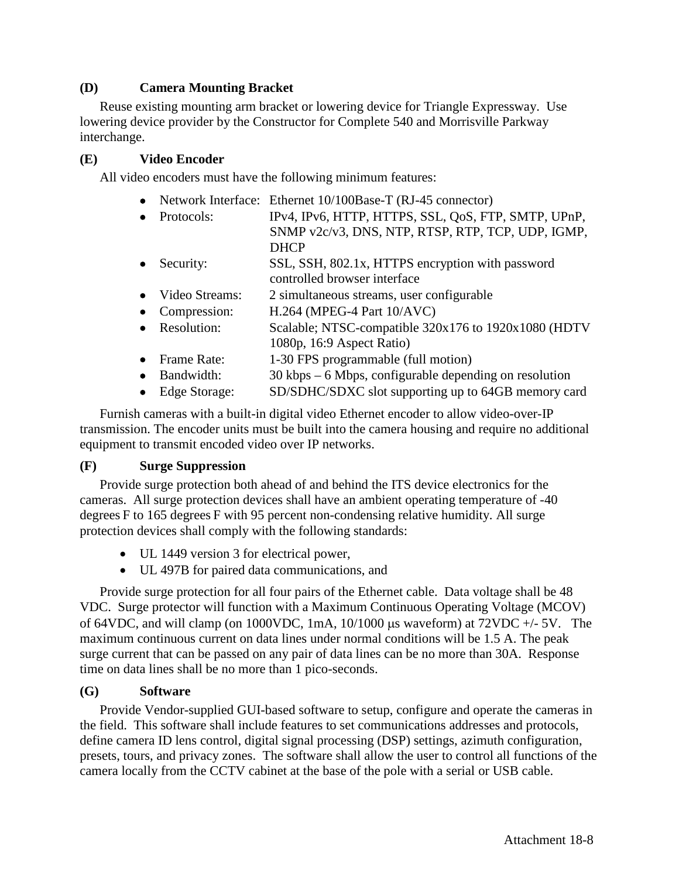**(D) Camera Mounting Bracket**

Reuse existing mounting arm bracket or lowering device for Triangle Expressway. Use lowering device provider by the Constructor for Complete 540 and Morrisville Parkway interchange.

**(E) Video Encoder**

All video encoders must have the following minimum features:

- Network Interface: Ethernet 10/100Base-T (RJ-45 connector)
- Protocols: IPv4, IPv6, HTTP, HTTPS, SSL, QoS, FTP, SMTP, UPnP, SNMP v2c/v3, DNS, NTP, RTSP, RTP, TCP, UDP, IGMP, DHCP
- Security: SSL, SSH, 802.1x, HTTPS encryption with password controlled browser interface
- Video Streams: 2 simultaneous streams, user configurable
- Compression: H.264 (MPEG-4 Part 10/AVC)
- Resolution: Scalable; NTSC-compatible 320x176 to 1920x1080 (HDTV 1080p, 16:9 Aspect Ratio)
- Frame Rate: 1-30 FPS programmable (full motion)
- Bandwidth: 30 kbps – 6 Mbps, configurable depending on resolution
- Edge Storage: SD/SDHC/SDXC slot supporting up to 64GB memory card

Furnish cameras with a built-in digital video Ethernet encoder to allow video-over-IP transmission. The encoder units must be built into the camera housing and require no additional equipment to transmit encoded video over IP networks.

**(F) Surge Suppression**

Provide surge protection both ahead of and behind the ITS device electronics for the cameras. All surge protection devices shall have an ambient operating temperature of -40 degrees F to 165 degrees F with 95 percent non-condensing relative humidity. All surge protection devices shall comply with the following standards:

- UL 1449 version 3 for electrical power,
- UL 497B for paired data communications, and

Provide surge protection for all four pairs of the Ethernet cable. Data voltage shall be 48 VDC. Surge protector will function with a Maximum Continuous Operating Voltage (MCOV) of 64VDC, and will clamp (on 1000VDC, 1mA, 10/1000 μs waveform) at 72VDC +/- 5V. The maximum continuous current on data lines under normal conditions will be 1.5 A. The peak surge current that can be passed on any pair of data lines can be no more than 30A. Response time on data lines shall be no more than 1 pico-seconds.

**(G) Software**

Provide Vendor-supplied GUI-based software to setup, configure and operate the cameras in the field. This software shall include features to set communications addresses and protocols, define camera ID lens control, digital signal processing (DSP) settings, azimuth configuration, presets, tours, and privacy zones. The software shall allow the user to control all functions of the camera locally from the CCTV cabinet at the base of the pole with a serial or USB cable.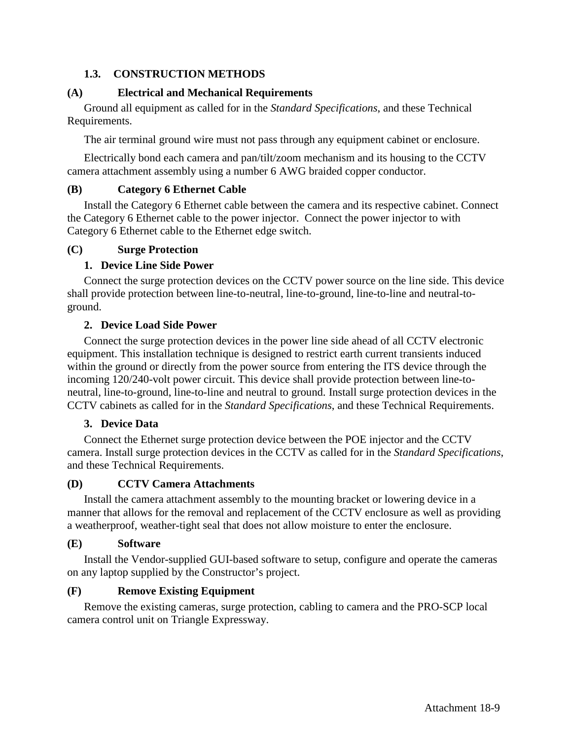## 1.3. CONSTRUCTION METHODS

### (A) Electrical and Mechanical Requirements

Ground all equipment as called for in the *Standard Specifications*, and these Technical Requirements.

The air terminal ground wire must not pass through any equipment cabinet or enclosure.

Electrically bond each camera and pan/tilt/zoom mechanism and its housing to the CCTV camera attachment assembly using a number 6 AWG braided copper conductor.

### (B) Category 6 Ethernet Cable

Install the Category 6 Ethernet cable between the camera and its respective cabinet. Connect the Category 6 Ethernet cable to the power injector. Connect the power injector to with Category 6 Ethernet cable to the Ethernet edge switch.

### (C) Surge Protection

#### 1. Device Line Side Power

Connect the surge protection devices on the CCTV power source on the line side. This device shall provide protection between line-to-neutral, line-to-ground, line-to-line and neutral-to-ground.

#### 2. Device Load Side Power

Connect the surge protection devices in the power line side ahead of all CCTV electronic equipment. This installation technique is designed to restrict earth current transients induced within the ground or directly from the power source from entering the ITS device through the incoming 120/240-volt power circuit. This device shall provide protection between line-to-neutral, line-to-ground, line-to-line and neutral to ground. Install surge protection devices in the CCTV cabinets as called for in the *Standard Specifications*, and these Technical Requirements.

#### 3. Device Data

Connect the Ethernet surge protection device between the POE injector and the CCTV camera. Install surge protection devices in the CCTV as called for in the *Standard Specifications*, and these Technical Requirements.

### (D) CCTV Camera Attachments

Install the camera attachment assembly to the mounting bracket or lowering device in a manner that allows for the removal and replacement of the CCTV enclosure as well as providing a weatherproof, weather-tight seal that does not allow moisture to enter the enclosure.

### (E) Software

Install the Vendor-supplied GUI-based software to setup, configure and operate the cameras on any laptop supplied by the Constructor's project.

### (F) Remove Existing Equipment

Remove the existing cameras, surge protection, cabling to camera and the PRO-SCP local camera control unit on Triangle Expressway.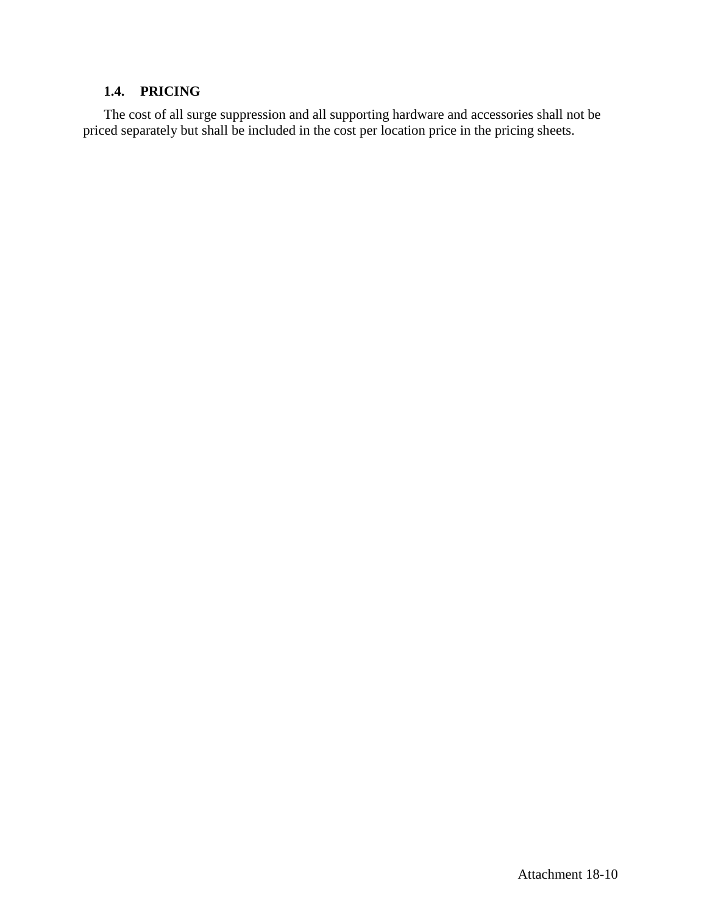### 1.4. PRICING

The cost of all surge suppression and all supporting hardware and accessories shall not be priced separately but shall be included in the cost per location price in the pricing sheets.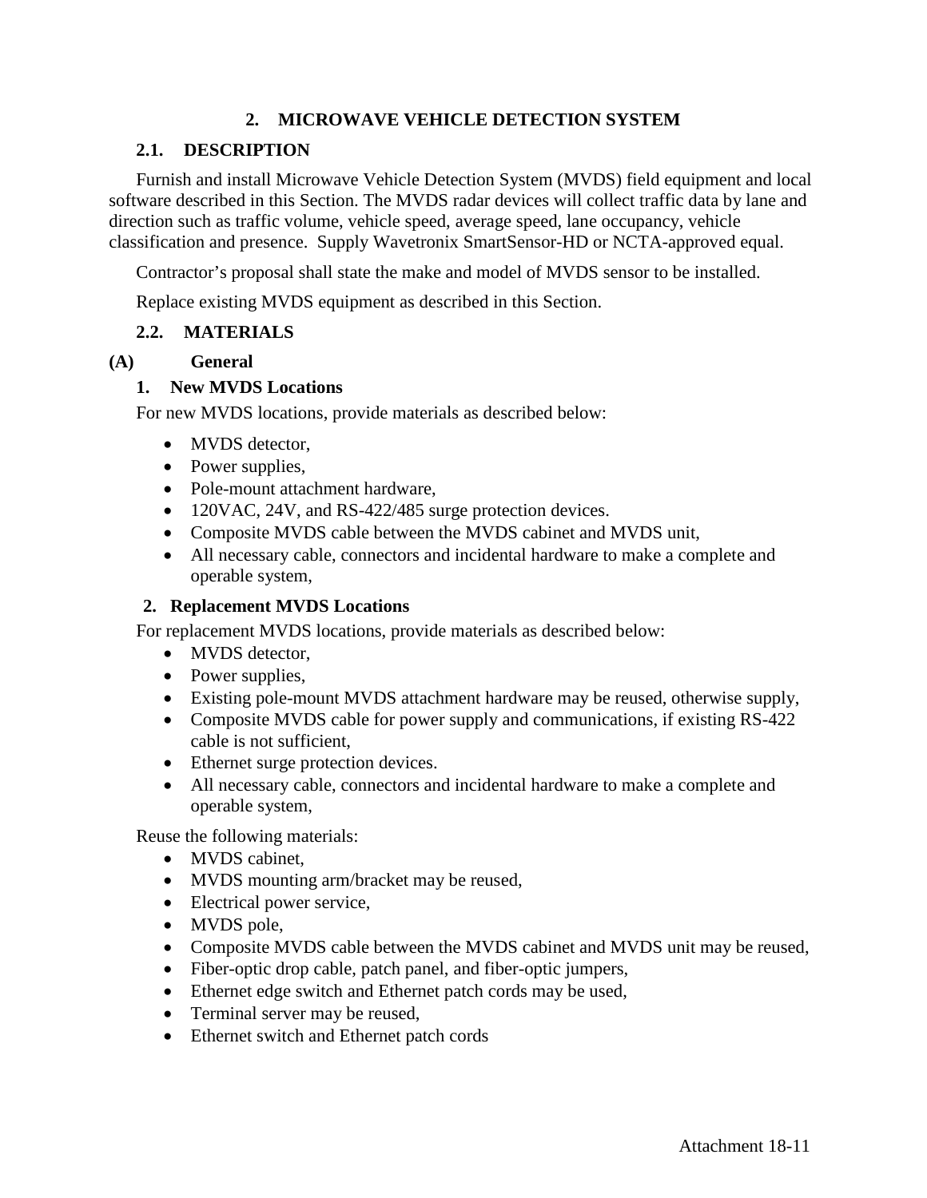## 2. MICROWAVE VEHICLE DETECTION SYSTEM

### 2.1. DESCRIPTION

Furnish and install Microwave Vehicle Detection System (MVDS) field equipment and local software described in this Section. The MVDS radar devices will collect traffic data by lane and direction such as traffic volume, vehicle speed, average speed, lane occupancy, vehicle classification and presence. Supply Wavetronix SmartSensor-HD or NCTA-approved equal.

Contractor's proposal shall state the make and model of MVDS sensor to be installed.

Replace existing MVDS equipment as described in this Section.

### 2.2. MATERIALS

**(A) General**

**1. New MVDS Locations**

For new MVDS locations, provide materials as described below:

- MVDS detector,
- Power supplies,
- Pole-mount attachment hardware,
- 120VAC, 24V, and RS-422/485 surge protection devices.
- Composite MVDS cable between the MVDS cabinet and MVDS unit,
- All necessary cable, connectors and incidental hardware to make a complete and operable system,

**2. Replacement MVDS Locations**

For replacement MVDS locations, provide materials as described below:

- MVDS detector,
- Power supplies,
- Existing pole-mount MVDS attachment hardware may be reused, otherwise supply,
- Composite MVDS cable for power supply and communications, if existing RS-422 cable is not sufficient,
- Ethernet surge protection devices.
- All necessary cable, connectors and incidental hardware to make a complete and operable system,

Reuse the following materials:

- MVDS cabinet,
- MVDS mounting arm/bracket may be reused,
- Electrical power service,
- MVDS pole,
- Composite MVDS cable between the MVDS cabinet and MVDS unit may be reused,
- Fiber-optic drop cable, patch panel, and fiber-optic jumpers,
- Ethernet edge switch and Ethernet patch cords may be used,
- Terminal server may be reused,
- Ethernet switch and Ethernet patch cords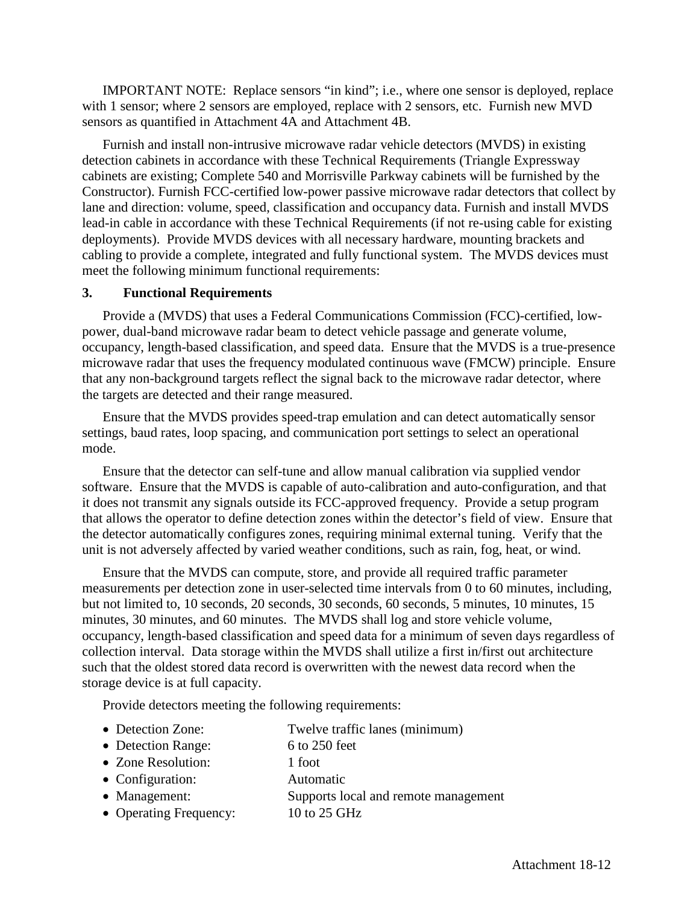IMPORTANT NOTE: Replace sensors "in kind"; i.e., where one sensor is deployed, replace with 1 sensor; where 2 sensors are employed, replace with 2 sensors, etc. Furnish new MVD sensors as quantified in Attachment 4A and Attachment 4B.

Furnish and install non-intrusive microwave radar vehicle detectors (MVDS) in existing detection cabinets in accordance with these Technical Requirements (Triangle Expressway cabinets are existing; Complete 540 and Morrisville Parkway cabinets will be furnished by the Constructor). Furnish FCC-certified low-power passive microwave radar detectors that collect by lane and direction: volume, speed, classification and occupancy data. Furnish and install MVDS lead-in cable in accordance with these Technical Requirements (if not re-using cable for existing deployments). Provide MVDS devices with all necessary hardware, mounting brackets and cabling to provide a complete, integrated and fully functional system. The MVDS devices must meet the following minimum functional requirements:

### 3. Functional Requirements

Provide a (MVDS) that uses a Federal Communications Commission (FCC)-certified, low-power, dual-band microwave radar beam to detect vehicle passage and generate volume, occupancy, length-based classification, and speed data. Ensure that the MVDS is a true-presence microwave radar that uses the frequency modulated continuous wave (FMCW) principle. Ensure that any non-background targets reflect the signal back to the microwave radar detector, where the targets are detected and their range measured.

Ensure that the MVDS provides speed-trap emulation and can detect automatically sensor settings, baud rates, loop spacing, and communication port settings to select an operational mode.

Ensure that the detector can self-tune and allow manual calibration via supplied vendor software. Ensure that the MVDS is capable of auto-calibration and auto-configuration, and that it does not transmit any signals outside its FCC-approved frequency. Provide a setup program that allows the operator to define detection zones within the detector's field of view. Ensure that the detector automatically configures zones, requiring minimal external tuning. Verify that the unit is not adversely affected by varied weather conditions, such as rain, fog, heat, or wind.

Ensure that the MVDS can compute, store, and provide all required traffic parameter measurements per detection zone in user-selected time intervals from 0 to 60 minutes, including, but not limited to, 10 seconds, 20 seconds, 30 seconds, 60 seconds, 5 minutes, 10 minutes, 15 minutes, 30 minutes, and 60 minutes. The MVDS shall log and store vehicle volume, occupancy, length-based classification and speed data for a minimum of seven days regardless of collection interval. Data storage within the MVDS shall utilize a first in/first out architecture such that the oldest stored data record is overwritten with the newest data record when the storage device is at full capacity.

Provide detectors meeting the following requirements:

- Detection Zone: Twelve traffic lanes (minimum)
- Detection Range: 6 to 250 feet
- Zone Resolution: 1 foot
- Configuration: Automatic
- Management: Supports local and remote management
- Operating Frequency: 10 to 25 GHz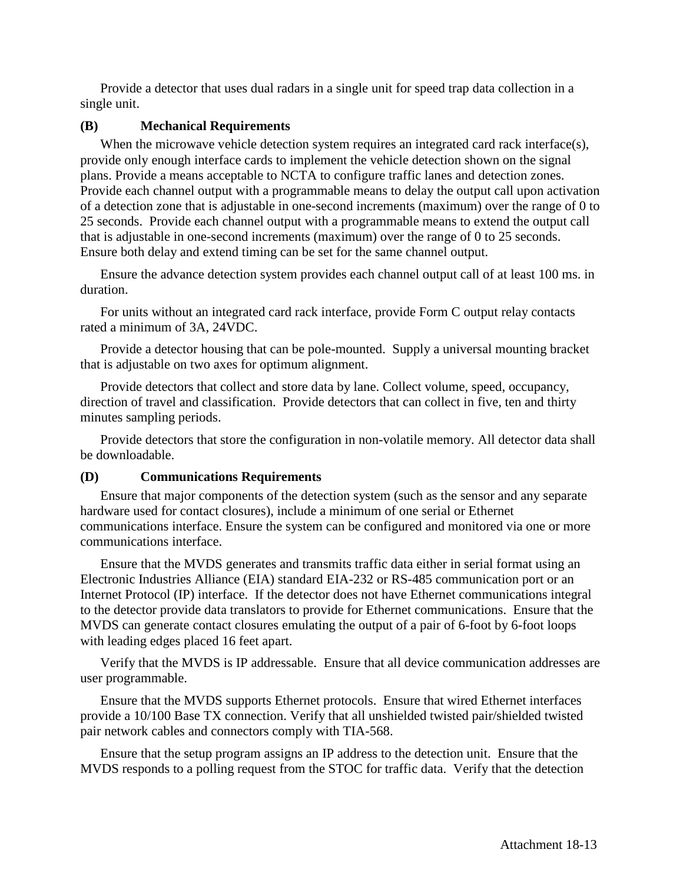Provide a detector that uses dual radars in a single unit for speed trap data collection in a single unit.

### (B) Mechanical Requirements

When the microwave vehicle detection system requires an integrated card rack interface(s), provide only enough interface cards to implement the vehicle detection shown on the signal plans. Provide a means acceptable to NCTA to configure traffic lanes and detection zones. Provide each channel output with a programmable means to delay the output call upon activation of a detection zone that is adjustable in one-second increments (maximum) over the range of 0 to 25 seconds. Provide each channel output with a programmable means to extend the output call that is adjustable in one-second increments (maximum) over the range of 0 to 25 seconds. Ensure both delay and extend timing can be set for the same channel output.

Ensure the advance detection system provides each channel output call of at least 100 ms. in duration.

For units without an integrated card rack interface, provide Form C output relay contacts rated a minimum of 3A, 24VDC.

Provide a detector housing that can be pole-mounted. Supply a universal mounting bracket that is adjustable on two axes for optimum alignment.

Provide detectors that collect and store data by lane. Collect volume, speed, occupancy, direction of travel and classification. Provide detectors that can collect in five, ten and thirty minutes sampling periods.

Provide detectors that store the configuration in non-volatile memory. All detector data shall be downloadable.

### (D) Communications Requirements

Ensure that major components of the detection system (such as the sensor and any separate hardware used for contact closures), include a minimum of one serial or Ethernet communications interface. Ensure the system can be configured and monitored via one or more communications interface.

Ensure that the MVDS generates and transmits traffic data either in serial format using an Electronic Industries Alliance (EIA) standard EIA-232 or RS-485 communication port or an Internet Protocol (IP) interface. If the detector does not have Ethernet communications integral to the detector provide data translators to provide for Ethernet communications. Ensure that the MVDS can generate contact closures emulating the output of a pair of 6-foot by 6-foot loops with leading edges placed 16 feet apart.

Verify that the MVDS is IP addressable. Ensure that all device communication addresses are user programmable.

Ensure that the MVDS supports Ethernet protocols. Ensure that wired Ethernet interfaces provide a 10/100 Base TX connection. Verify that all unshielded twisted pair/shielded twisted pair network cables and connectors comply with TIA-568.

Ensure that the setup program assigns an IP address to the detection unit. Ensure that the MVDS responds to a polling request from the STOC for traffic data. Verify that the detection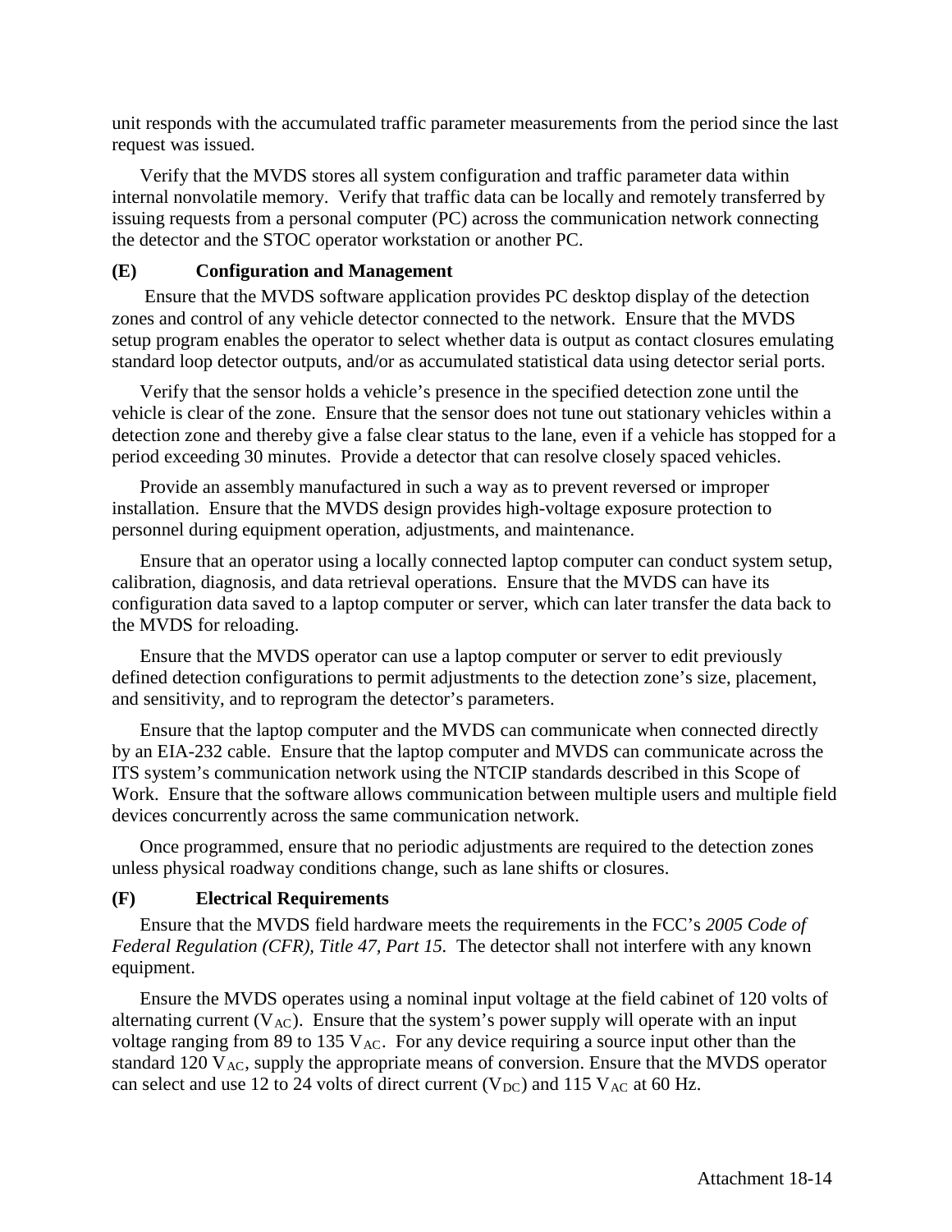unit responds with the accumulated traffic parameter measurements from the period since the last request was issued.

Verify that the MVDS stores all system configuration and traffic parameter data within internal nonvolatile memory. Verify that traffic data can be locally and remotely transferred by issuing requests from a personal computer (PC) across the communication network connecting the detector and the STOC operator workstation or another PC.

### (E) Configuration and Management

Ensure that the MVDS software application provides PC desktop display of the detection zones and control of any vehicle detector connected to the network. Ensure that the MVDS setup program enables the operator to select whether data is output as contact closures emulating standard loop detector outputs, and/or as accumulated statistical data using detector serial ports.

Verify that the sensor holds a vehicle's presence in the specified detection zone until the vehicle is clear of the zone. Ensure that the sensor does not tune out stationary vehicles within a detection zone and thereby give a false clear status to the lane, even if a vehicle has stopped for a period exceeding 30 minutes. Provide a detector that can resolve closely spaced vehicles.

Provide an assembly manufactured in such a way as to prevent reversed or improper installation. Ensure that the MVDS design provides high-voltage exposure protection to personnel during equipment operation, adjustments, and maintenance.

Ensure that an operator using a locally connected laptop computer can conduct system setup, calibration, diagnosis, and data retrieval operations. Ensure that the MVDS can have its configuration data saved to a laptop computer or server, which can later transfer the data back to the MVDS for reloading.

Ensure that the MVDS operator can use a laptop computer or server to edit previously defined detection configurations to permit adjustments to the detection zone's size, placement, and sensitivity, and to reprogram the detector's parameters.

Ensure that the laptop computer and the MVDS can communicate when connected directly by an EIA-232 cable. Ensure that the laptop computer and MVDS can communicate across the ITS system's communication network using the NTCIP standards described in this Scope of Work. Ensure that the software allows communication between multiple users and multiple field devices concurrently across the same communication network.

Once programmed, ensure that no periodic adjustments are required to the detection zones unless physical roadway conditions change, such as lane shifts or closures.

### (F) Electrical Requirements

Ensure that the MVDS field hardware meets the requirements in the FCC's *2005 Code of Federal Regulation (CFR), Title 47, Part 15.* The detector shall not interfere with any known equipment.

Ensure the MVDS operates using a nominal input voltage at the field cabinet of 120 volts of alternating current ($V_{AC}$). Ensure that the system's power supply will operate with an input voltage ranging from 89 to 135 $V_{AC}$. For any device requiring a source input other than the standard 120 $V_{AC}$, supply the appropriate means of conversion. Ensure that the MVDS operator can select and use 12 to 24 volts of direct current ($V_{DC}$) and 115 $V_{AC}$ at 60 Hz.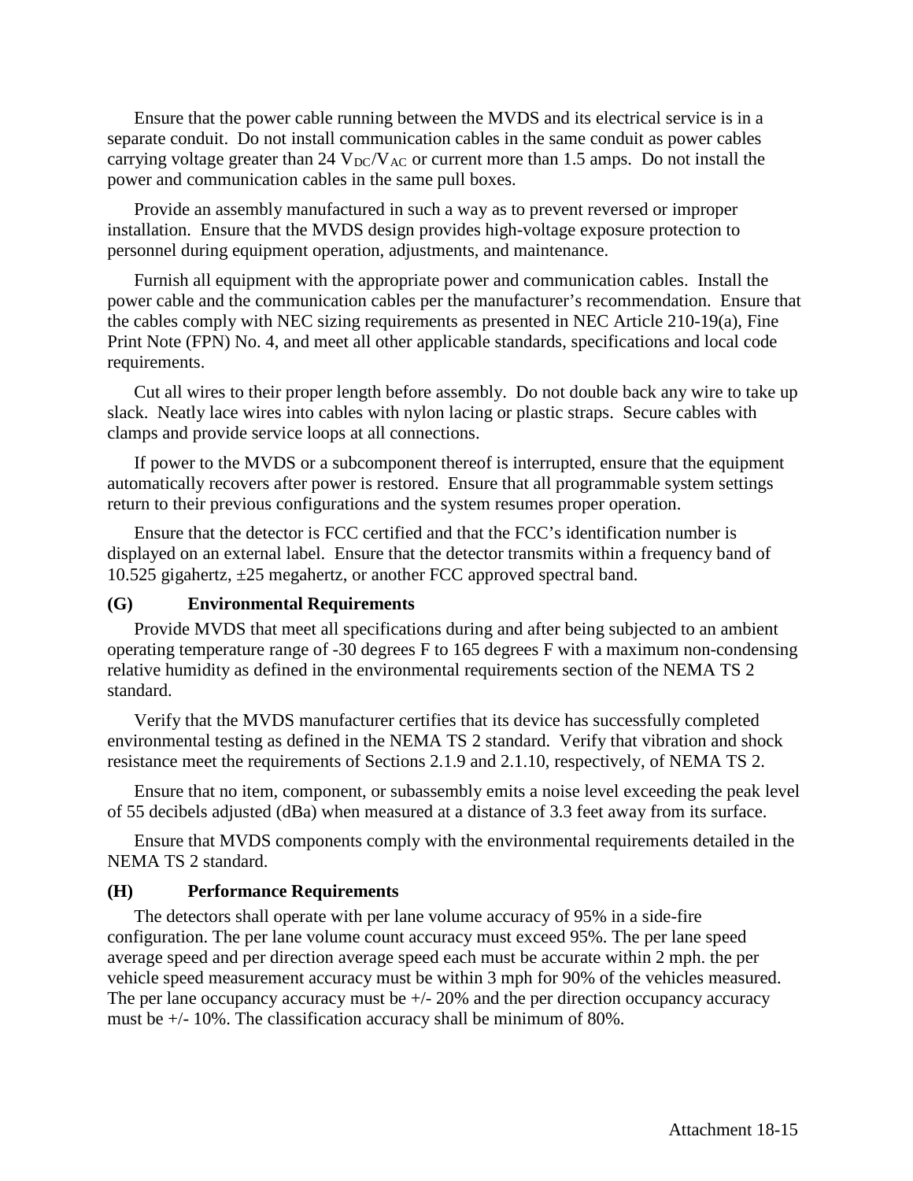Ensure that the power cable running between the MVDS and its electrical service is in a separate conduit. Do not install communication cables in the same conduit as power cables carrying voltage greater than 24 $V_{DC}/V_{AC}$ or current more than 1.5 amps. Do not install the power and communication cables in the same pull boxes.

Provide an assembly manufactured in such a way as to prevent reversed or improper installation. Ensure that the MVDS design provides high-voltage exposure protection to personnel during equipment operation, adjustments, and maintenance.

Furnish all equipment with the appropriate power and communication cables. Install the power cable and the communication cables per the manufacturer's recommendation. Ensure that the cables comply with NEC sizing requirements as presented in NEC Article 210-19(a), Fine Print Note (FPN) No. 4, and meet all other applicable standards, specifications and local code requirements.

Cut all wires to their proper length before assembly. Do not double back any wire to take up slack. Neatly lace wires into cables with nylon lacing or plastic straps. Secure cables with clamps and provide service loops at all connections.

If power to the MVDS or a subcomponent thereof is interrupted, ensure that the equipment automatically recovers after power is restored. Ensure that all programmable system settings return to their previous configurations and the system resumes proper operation.

Ensure that the detector is FCC certified and that the FCC's identification number is displayed on an external label. Ensure that the detector transmits within a frequency band of 10.525 gigahertz, ±25 megahertz, or another FCC approved spectral band.

### (G) Environmental Requirements

Provide MVDS that meet all specifications during and after being subjected to an ambient operating temperature range of -30 degrees F to 165 degrees F with a maximum non-condensing relative humidity as defined in the environmental requirements section of the NEMA TS 2 standard.

Verify that the MVDS manufacturer certifies that its device has successfully completed environmental testing as defined in the NEMA TS 2 standard. Verify that vibration and shock resistance meet the requirements of Sections 2.1.9 and 2.1.10, respectively, of NEMA TS 2.

Ensure that no item, component, or subassembly emits a noise level exceeding the peak level of 55 decibels adjusted (dBa) when measured at a distance of 3.3 feet away from its surface.

Ensure that MVDS components comply with the environmental requirements detailed in the NEMA TS 2 standard.

### (H) Performance Requirements

The detectors shall operate with per lane volume accuracy of 95% in a side-fire configuration. The per lane volume count accuracy must exceed 95%. The per lane speed average speed and per direction average speed each must be accurate within 2 mph. the per vehicle speed measurement accuracy must be within 3 mph for 90% of the vehicles measured. The per lane occupancy accuracy must be +/- 20% and the per direction occupancy accuracy must be +/- 10%. The classification accuracy shall be minimum of 80%.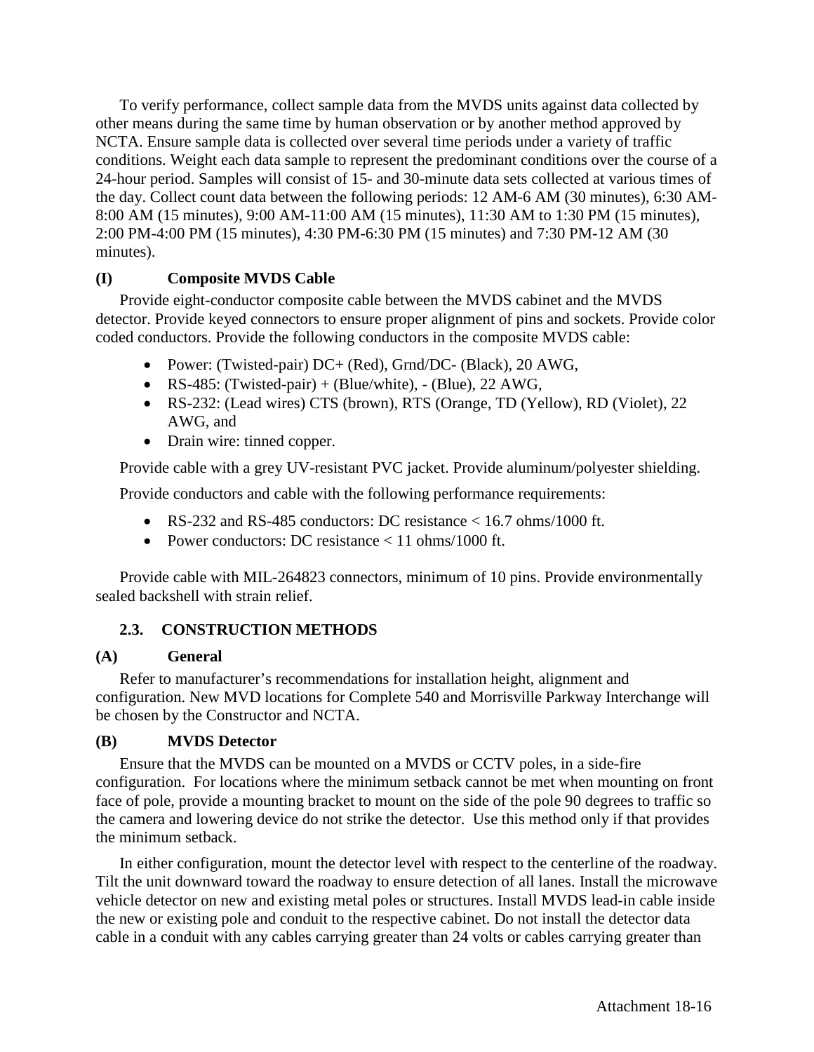To verify performance, collect sample data from the MVDS units against data collected by other means during the same time by human observation or by another method approved by NCTA. Ensure sample data is collected over several time periods under a variety of traffic conditions. Weight each data sample to represent the predominant conditions over the course of a 24-hour period. Samples will consist of 15- and 30-minute data sets collected at various times of the day. Collect count data between the following periods: 12 AM-6 AM (30 minutes), 6:30 AM-8:00 AM (15 minutes), 9:00 AM-11:00 AM (15 minutes), 11:30 AM to 1:30 PM (15 minutes), 2:00 PM-4:00 PM (15 minutes), 4:30 PM-6:30 PM (15 minutes) and 7:30 PM-12 AM (30 minutes).

#### (I) Composite MVDS Cable

Provide eight-conductor composite cable between the MVDS cabinet and the MVDS detector. Provide keyed connectors to ensure proper alignment of pins and sockets. Provide color coded conductors. Provide the following conductors in the composite MVDS cable:

- Power: (Twisted-pair) DC+ (Red), Grnd/DC- (Black), 20 AWG,
- RS-485: (Twisted-pair) + (Blue/white), - (Blue), 22 AWG,
- RS-232: (Lead wires) CTS (brown), RTS (Orange, TD (Yellow), RD (Violet), 22 AWG, and
- Drain wire: tinned copper.

Provide cable with a grey UV-resistant PVC jacket. Provide aluminum/polyester shielding.

Provide conductors and cable with the following performance requirements:

- RS-232 and RS-485 conductors: DC resistance < 16.7 ohms/1000 ft.
- Power conductors: DC resistance < 11 ohms/1000 ft.

Provide cable with MIL-264823 connectors, minimum of 10 pins. Provide environmentally sealed backshell with strain relief.

### 2.3. CONSTRUCTION METHODS

#### (A) General

Refer to manufacturer's recommendations for installation height, alignment and configuration. New MVD locations for Complete 540 and Morrisville Parkway Interchange will be chosen by the Constructor and NCTA.

#### (B) MVDS Detector

Ensure that the MVDS can be mounted on a MVDS or CCTV poles, in a side-fire configuration. For locations where the minimum setback cannot be met when mounting on front face of pole, provide a mounting bracket to mount on the side of the pole 90 degrees to traffic so the camera and lowering device do not strike the detector. Use this method only if that provides the minimum setback.

In either configuration, mount the detector level with respect to the centerline of the roadway. Tilt the unit downward toward the roadway to ensure detection of all lanes. Install the microwave vehicle detector on new and existing metal poles or structures. Install MVDS lead-in cable inside the new or existing pole and conduit to the respective cabinet. Do not install the detector data cable in a conduit with any cables carrying greater than 24 volts or cables carrying greater than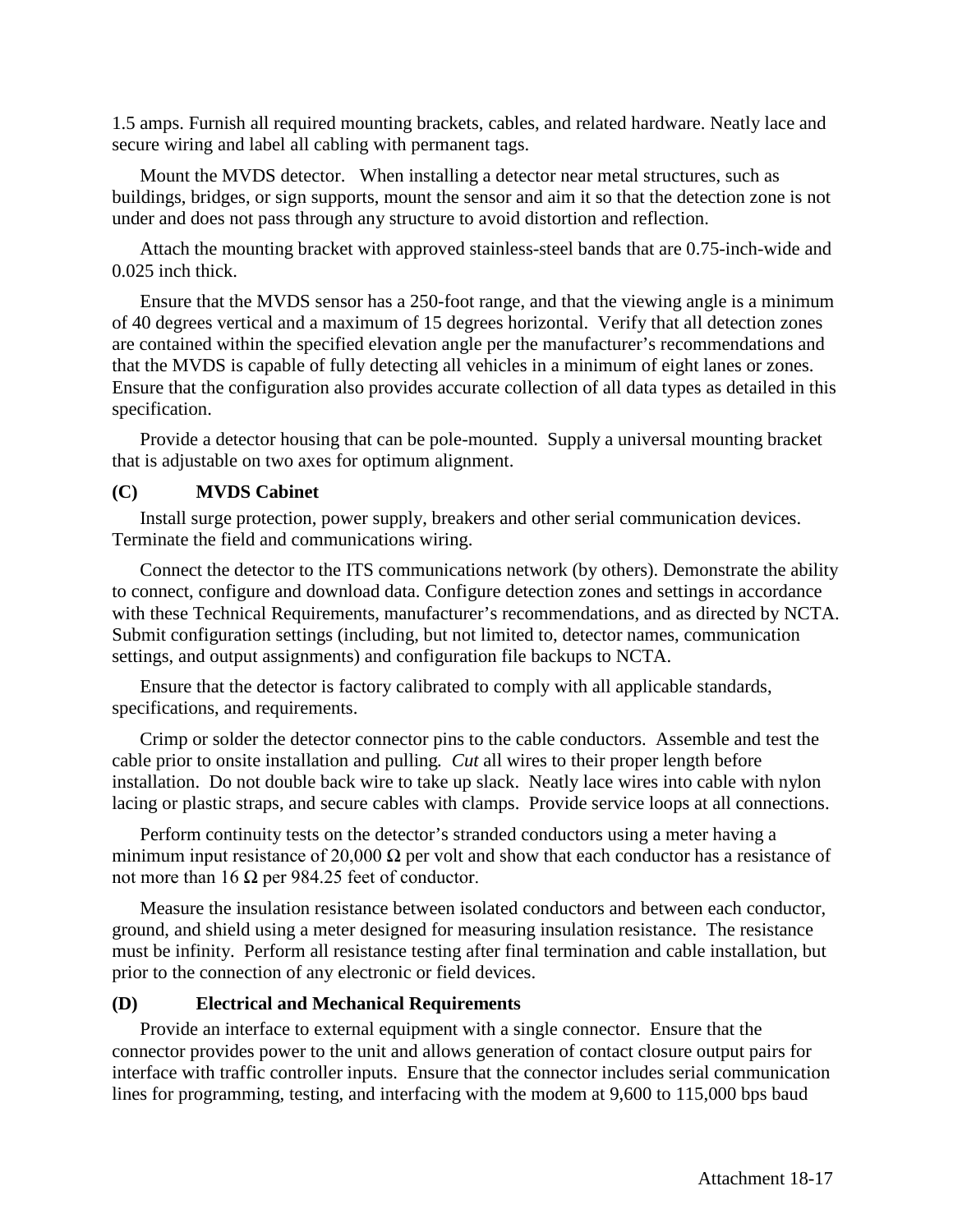1.5 amps. Furnish all required mounting brackets, cables, and related hardware. Neatly lace and secure wiring and label all cabling with permanent tags.

Mount the MVDS detector. When installing a detector near metal structures, such as buildings, bridges, or sign supports, mount the sensor and aim it so that the detection zone is not under and does not pass through any structure to avoid distortion and reflection.

Attach the mounting bracket with approved stainless-steel bands that are 0.75-inch-wide and 0.025 inch thick.

Ensure that the MVDS sensor has a 250-foot range, and that the viewing angle is a minimum of 40 degrees vertical and a maximum of 15 degrees horizontal. Verify that all detection zones are contained within the specified elevation angle per the manufacturer's recommendations and that the MVDS is capable of fully detecting all vehicles in a minimum of eight lanes or zones. Ensure that the configuration also provides accurate collection of all data types as detailed in this specification.

Provide a detector housing that can be pole-mounted. Supply a universal mounting bracket that is adjustable on two axes for optimum alignment.

### (C) MVDS Cabinet

Install surge protection, power supply, breakers and other serial communication devices. Terminate the field and communications wiring.

Connect the detector to the ITS communications network (by others). Demonstrate the ability to connect, configure and download data. Configure detection zones and settings in accordance with these Technical Requirements, manufacturer's recommendations, and as directed by NCTA. Submit configuration settings (including, but not limited to, detector names, communication settings, and output assignments) and configuration file backups to NCTA.

Ensure that the detector is factory calibrated to comply with all applicable standards, specifications, and requirements.

Crimp or solder the detector connector pins to the cable conductors. Assemble and test the cable prior to onsite installation and pulling. *Cut* all wires to their proper length before installation. Do not double back wire to take up slack. Neatly lace wires into cable with nylon lacing or plastic straps, and secure cables with clamps. Provide service loops at all connections.

Perform continuity tests on the detector's stranded conductors using a meter having a minimum input resistance of 20,000 Ω per volt and show that each conductor has a resistance of not more than 16 Ω per 984.25 feet of conductor.

Measure the insulation resistance between isolated conductors and between each conductor, ground, and shield using a meter designed for measuring insulation resistance. The resistance must be infinity. Perform all resistance testing after final termination and cable installation, but prior to the connection of any electronic or field devices.

### (D) Electrical and Mechanical Requirements

Provide an interface to external equipment with a single connector. Ensure that the connector provides power to the unit and allows generation of contact closure output pairs for interface with traffic controller inputs. Ensure that the connector includes serial communication lines for programming, testing, and interfacing with the modem at 9,600 to 115,000 bps baud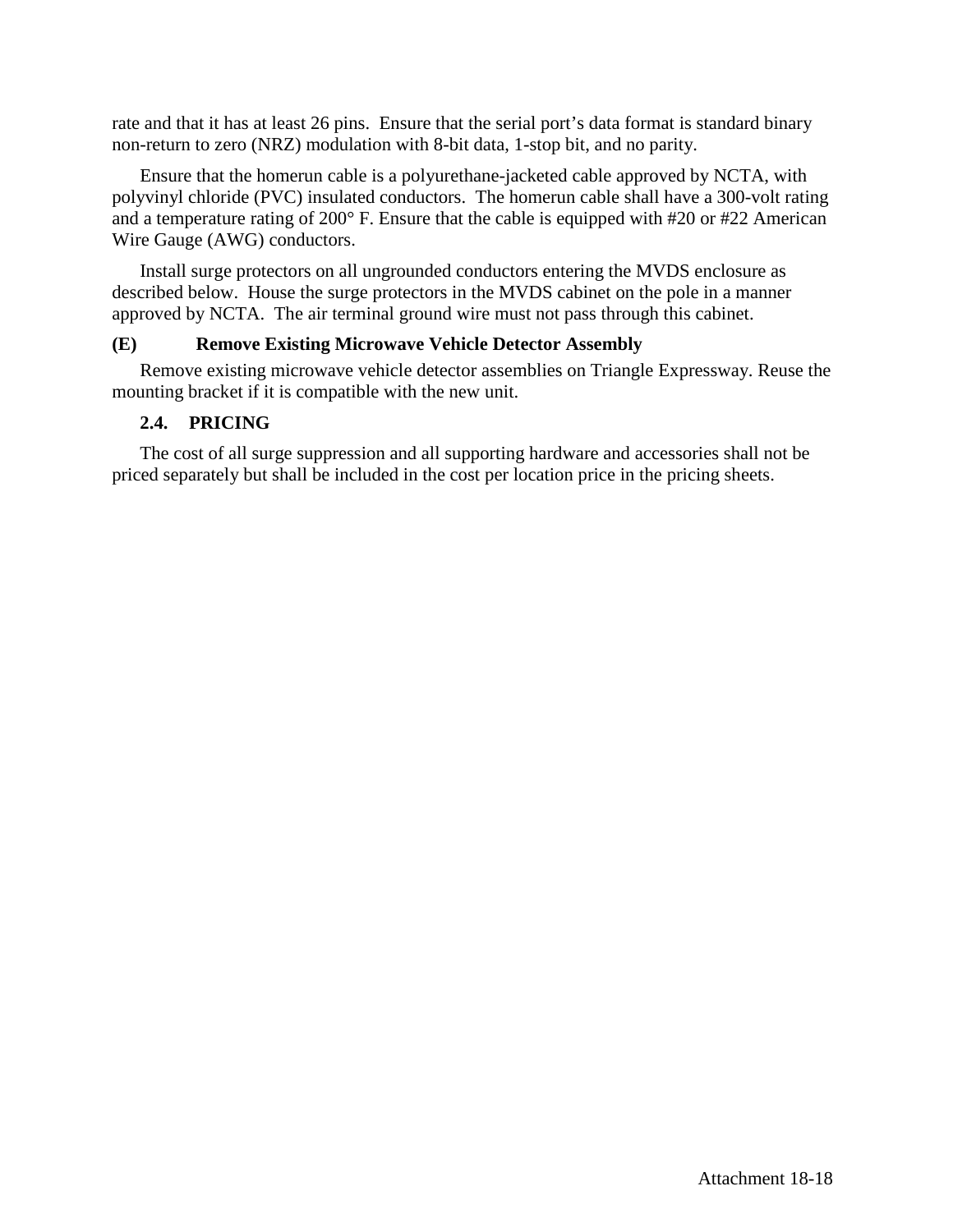rate and that it has at least 26 pins. Ensure that the serial port's data format is standard binary non-return to zero (NRZ) modulation with 8-bit data, 1-stop bit, and no parity.

Ensure that the homerun cable is a polyurethane-jacketed cable approved by NCTA, with polyvinyl chloride (PVC) insulated conductors. The homerun cable shall have a 300-volt rating and a temperature rating of 200° F. Ensure that the cable is equipped with #20 or #22 American Wire Gauge (AWG) conductors.

Install surge protectors on all ungrounded conductors entering the MVDS enclosure as described below. House the surge protectors in the MVDS cabinet on the pole in a manner approved by NCTA. The air terminal ground wire must not pass through this cabinet.

**(E) Remove Existing Microwave Vehicle Detector Assembly**

Remove existing microwave vehicle detector assemblies on Triangle Expressway. Reuse the mounting bracket if it is compatible with the new unit.

### 2.4. PRICING

The cost of all surge suppression and all supporting hardware and accessories shall not be priced separately but shall be included in the cost per location price in the pricing sheets.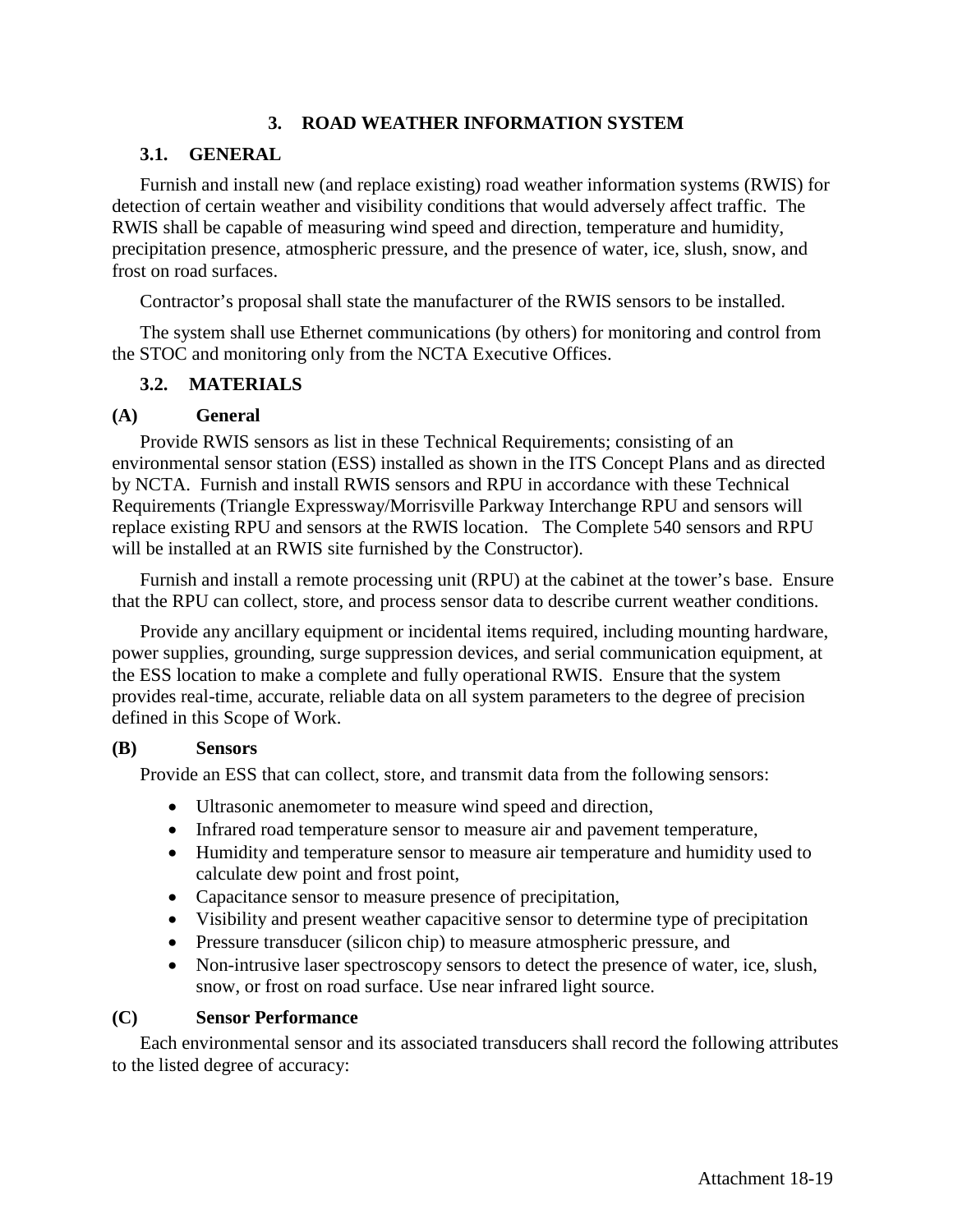## 3. ROAD WEATHER INFORMATION SYSTEM

### 3.1. GENERAL

Furnish and install new (and replace existing) road weather information systems (RWIS) for detection of certain weather and visibility conditions that would adversely affect traffic. The RWIS shall be capable of measuring wind speed and direction, temperature and humidity, precipitation presence, atmospheric pressure, and the presence of water, ice, slush, snow, and frost on road surfaces.

Contractor's proposal shall state the manufacturer of the RWIS sensors to be installed.

The system shall use Ethernet communications (by others) for monitoring and control from the STOC and monitoring only from the NCTA Executive Offices.

### 3.2. MATERIALS

**(A) General**

Provide RWIS sensors as list in these Technical Requirements; consisting of an environmental sensor station (ESS) installed as shown in the ITS Concept Plans and as directed by NCTA. Furnish and install RWIS sensors and RPU in accordance with these Technical Requirements (Triangle Expressway/Morrisville Parkway Interchange RPU and sensors will replace existing RPU and sensors at the RWIS location. The Complete 540 sensors and RPU will be installed at an RWIS site furnished by the Constructor).

Furnish and install a remote processing unit (RPU) at the cabinet at the tower's base. Ensure that the RPU can collect, store, and process sensor data to describe current weather conditions.

Provide any ancillary equipment or incidental items required, including mounting hardware, power supplies, grounding, surge suppression devices, and serial communication equipment, at the ESS location to make a complete and fully operational RWIS. Ensure that the system provides real-time, accurate, reliable data on all system parameters to the degree of precision defined in this Scope of Work.

**(B) Sensors**

Provide an ESS that can collect, store, and transmit data from the following sensors:

- Ultrasonic anemometer to measure wind speed and direction,
- Infrared road temperature sensor to measure air and pavement temperature,
- Humidity and temperature sensor to measure air temperature and humidity used to calculate dew point and frost point,
- Capacitance sensor to measure presence of precipitation,
- Visibility and present weather capacitive sensor to determine type of precipitation
- Pressure transducer (silicon chip) to measure atmospheric pressure, and
- Non-intrusive laser spectroscopy sensors to detect the presence of water, ice, slush, snow, or frost on road surface. Use near infrared light source.

**(C) Sensor Performance**

Each environmental sensor and its associated transducers shall record the following attributes to the listed degree of accuracy: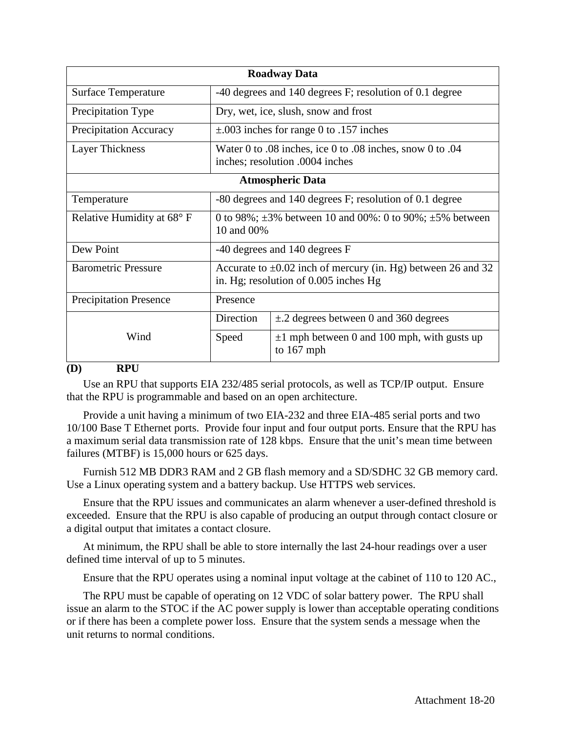| Roadway Data | | |
|---|---|---|
| Surface Temperature | -40 degrees and 140 degrees F; resolution of 0.1 degree | |
| Precipitation Type | Dry, wet, ice, slush, snow and frost | |
| Precipitation Accuracy | ±.003 inches for range 0 to .157 inches | |
| Layer Thickness | Water 0 to .08 inches, ice 0 to .08 inches, snow 0 to .04 inches; resolution .0004 inches | |
| **Atmospheric Data** | | |
| Temperature | -80 degrees and 140 degrees F; resolution of 0.1 degree | |
| Relative Humidity at 68° F | 0 to 98%; ±3% between 10 and 00%: 0 to 90%; ±5% between 10 and 00% | |
| Dew Point | -40 degrees and 140 degrees F | |
| Barometric Pressure | Accurate to ±0.02 inch of mercury (in. Hg) between 26 and 32 in. Hg; resolution of 0.005 inches Hg | |
| Precipitation Presence | Presence | |
| Wind | Direction | ±.2 degrees between 0 and 360 degrees |
| | Speed | ±1 mph between 0 and 100 mph, with gusts up to 167 mph |

**(D) RPU**

Use an RPU that supports EIA 232/485 serial protocols, as well as TCP/IP output. Ensure that the RPU is programmable and based on an open architecture.

Provide a unit having a minimum of two EIA-232 and three EIA-485 serial ports and two 10/100 Base T Ethernet ports. Provide four input and four output ports. Ensure that the RPU has a maximum serial data transmission rate of 128 kbps. Ensure that the unit's mean time between failures (MTBF) is 15,000 hours or 625 days.

Furnish 512 MB DDR3 RAM and 2 GB flash memory and a SD/SDHC 32 GB memory card. Use a Linux operating system and a battery backup. Use HTTPS web services.

Ensure that the RPU issues and communicates an alarm whenever a user-defined threshold is exceeded. Ensure that the RPU is also capable of producing an output through contact closure or a digital output that imitates a contact closure.

At minimum, the RPU shall be able to store internally the last 24-hour readings over a user defined time interval of up to 5 minutes.

Ensure that the RPU operates using a nominal input voltage at the cabinet of 110 to 120 AC.,

The RPU must be capable of operating on 12 VDC of solar battery power. The RPU shall issue an alarm to the STOC if the AC power supply is lower than acceptable operating conditions or if there has been a complete power loss. Ensure that the system sends a message when the unit returns to normal conditions.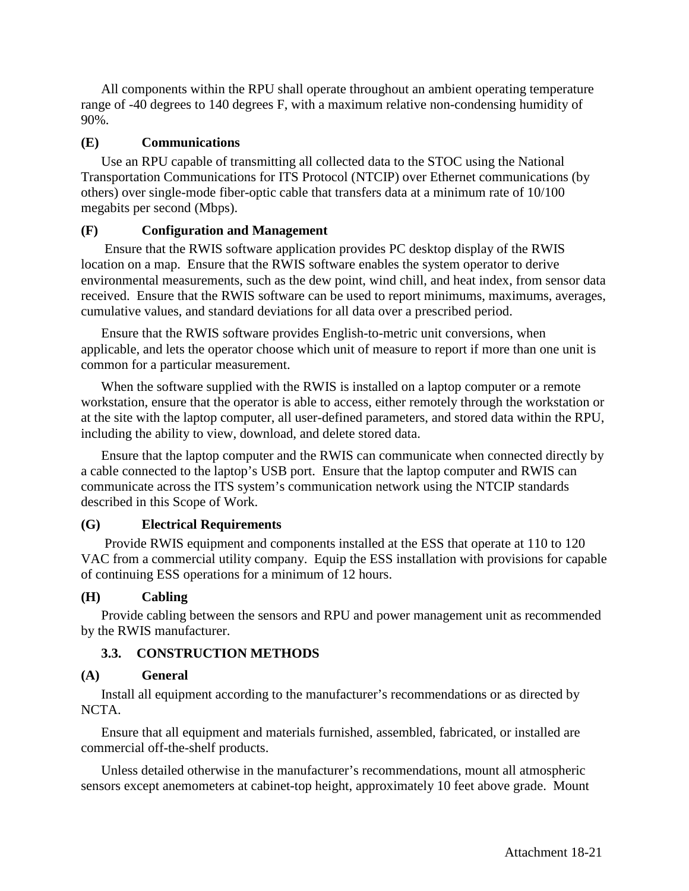All components within the RPU shall operate throughout an ambient operating temperature range of -40 degrees to 140 degrees F, with a maximum relative non-condensing humidity of 90%.

**(E) Communications**

Use an RPU capable of transmitting all collected data to the STOC using the National Transportation Communications for ITS Protocol (NTCIP) over Ethernet communications (by others) over single-mode fiber-optic cable that transfers data at a minimum rate of 10/100 megabits per second (Mbps).

**(F) Configuration and Management**

Ensure that the RWIS software application provides PC desktop display of the RWIS location on a map. Ensure that the RWIS software enables the system operator to derive environmental measurements, such as the dew point, wind chill, and heat index, from sensor data received. Ensure that the RWIS software can be used to report minimums, maximums, averages, cumulative values, and standard deviations for all data over a prescribed period.

Ensure that the RWIS software provides English-to-metric unit conversions, when applicable, and lets the operator choose which unit of measure to report if more than one unit is common for a particular measurement.

When the software supplied with the RWIS is installed on a laptop computer or a remote workstation, ensure that the operator is able to access, either remotely through the workstation or at the site with the laptop computer, all user-defined parameters, and stored data within the RPU, including the ability to view, download, and delete stored data.

Ensure that the laptop computer and the RWIS can communicate when connected directly by a cable connected to the laptop's USB port. Ensure that the laptop computer and RWIS can communicate across the ITS system's communication network using the NTCIP standards described in this Scope of Work.

**(G) Electrical Requirements**

Provide RWIS equipment and components installed at the ESS that operate at 110 to 120 VAC from a commercial utility company. Equip the ESS installation with provisions for capable of continuing ESS operations for a minimum of 12 hours.

**(H) Cabling**

Provide cabling between the sensors and RPU and power management unit as recommended by the RWIS manufacturer.

### 3.3. CONSTRUCTION METHODS

**(A) General**

Install all equipment according to the manufacturer's recommendations or as directed by NCTA.

Ensure that all equipment and materials furnished, assembled, fabricated, or installed are commercial off-the-shelf products.

Unless detailed otherwise in the manufacturer's recommendations, mount all atmospheric sensors except anemometers at cabinet-top height, approximately 10 feet above grade. Mount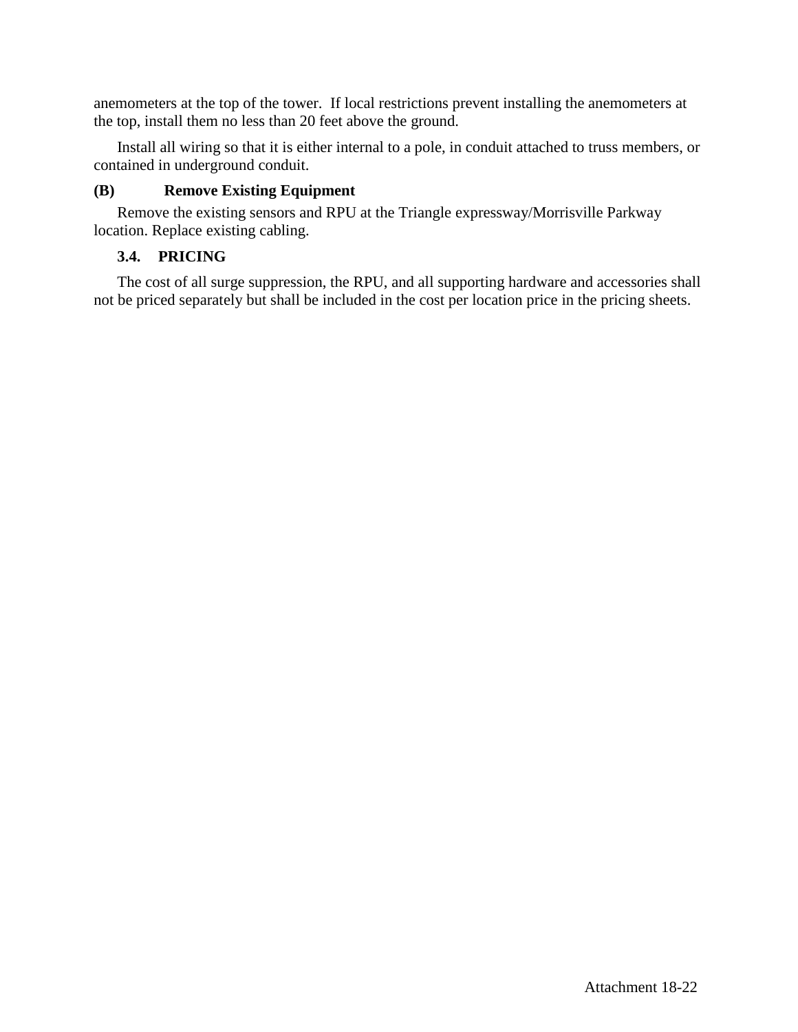anemometers at the top of the tower. If local restrictions prevent installing the anemometers at the top, install them no less than 20 feet above the ground.

Install all wiring so that it is either internal to a pole, in conduit attached to truss members, or contained in underground conduit.

**(B) Remove Existing Equipment**

Remove the existing sensors and RPU at the Triangle expressway/Morrisville Parkway location. Replace existing cabling.

### 3.4. PRICING

The cost of all surge suppression, the RPU, and all supporting hardware and accessories shall not be priced separately but shall be included in the cost per location price in the pricing sheets.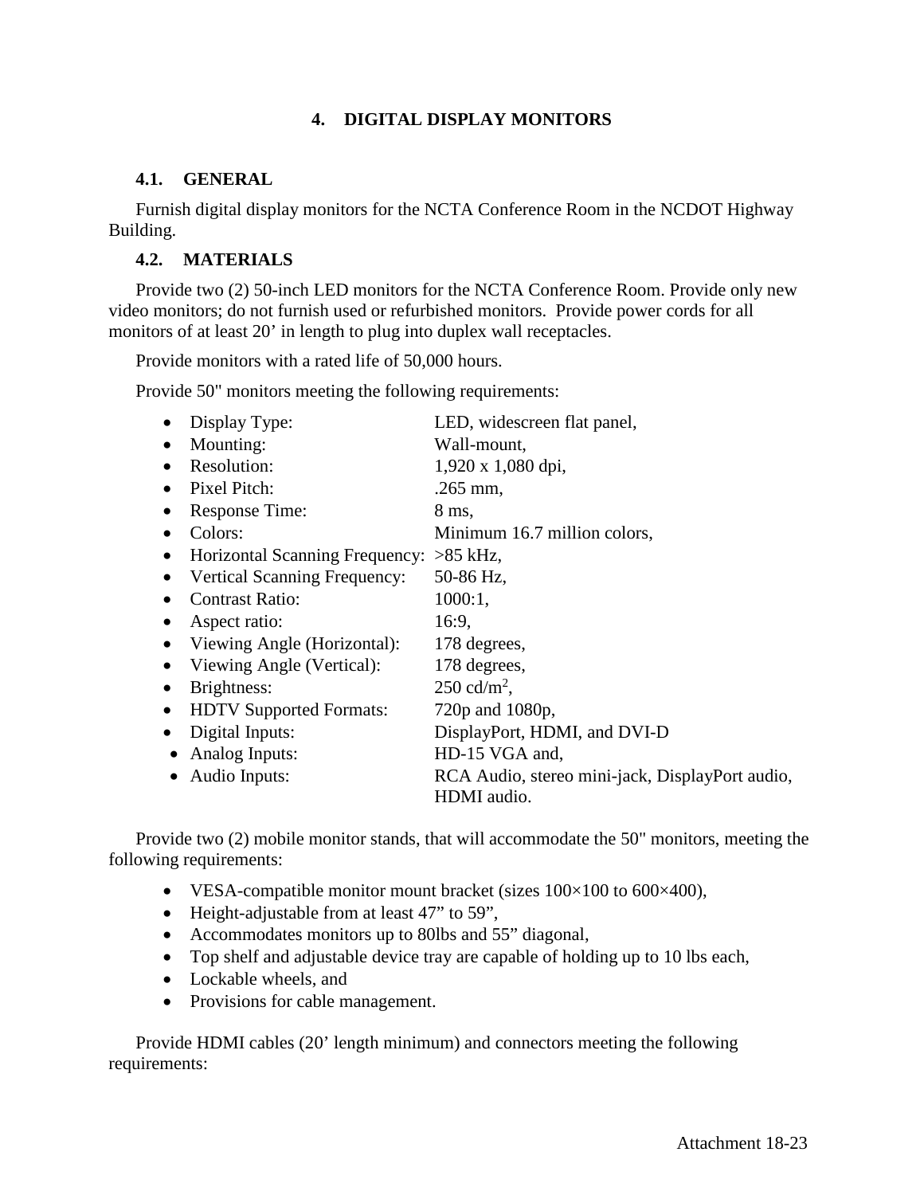# 4. DIGITAL DISPLAY MONITORS

## 4.1. GENERAL

Furnish digital display monitors for the NCTA Conference Room in the NCDOT Highway Building.

## 4.2. MATERIALS

Provide two (2) 50-inch LED monitors for the NCTA Conference Room. Provide only new video monitors; do not furnish used or refurbished monitors. Provide power cords for all monitors of at least 20' in length to plug into duplex wall receptacles.

Provide monitors with a rated life of 50,000 hours.

Provide 50" monitors meeting the following requirements:

- Display Type: LED, widescreen flat panel,
- Mounting: Wall-mount,
- Resolution: 1,920 x 1,080 dpi,
- Pixel Pitch: .265 mm,
- Response Time: 8 ms,
- Colors: Minimum 16.7 million colors,
- Horizontal Scanning Frequency: >85 kHz,
- Vertical Scanning Frequency: 50-86 Hz,
- Contrast Ratio: 1000:1,
- Aspect ratio: 16:9,
- Viewing Angle (Horizontal): 178 degrees,
- Viewing Angle (Vertical): 178 degrees,
- Brightness: 250 cd/m$^2$,
- HDTV Supported Formats: 720p and 1080p,
- Digital Inputs: DisplayPort, HDMI, and DVI-D
- Analog Inputs: HD-15 VGA and,
- Audio Inputs: RCA Audio, stereo mini-jack, DisplayPort audio, HDMI audio.

Provide two (2) mobile monitor stands, that will accommodate the 50" monitors, meeting the following requirements:

- VESA-compatible monitor mount bracket (sizes 100×100 to 600×400),
- Height-adjustable from at least 47" to 59",
- Accommodates monitors up to 80lbs and 55" diagonal,
- Top shelf and adjustable device tray are capable of holding up to 10 lbs each,
- Lockable wheels, and
- Provisions for cable management.

Provide HDMI cables (20' length minimum) and connectors meeting the following requirements: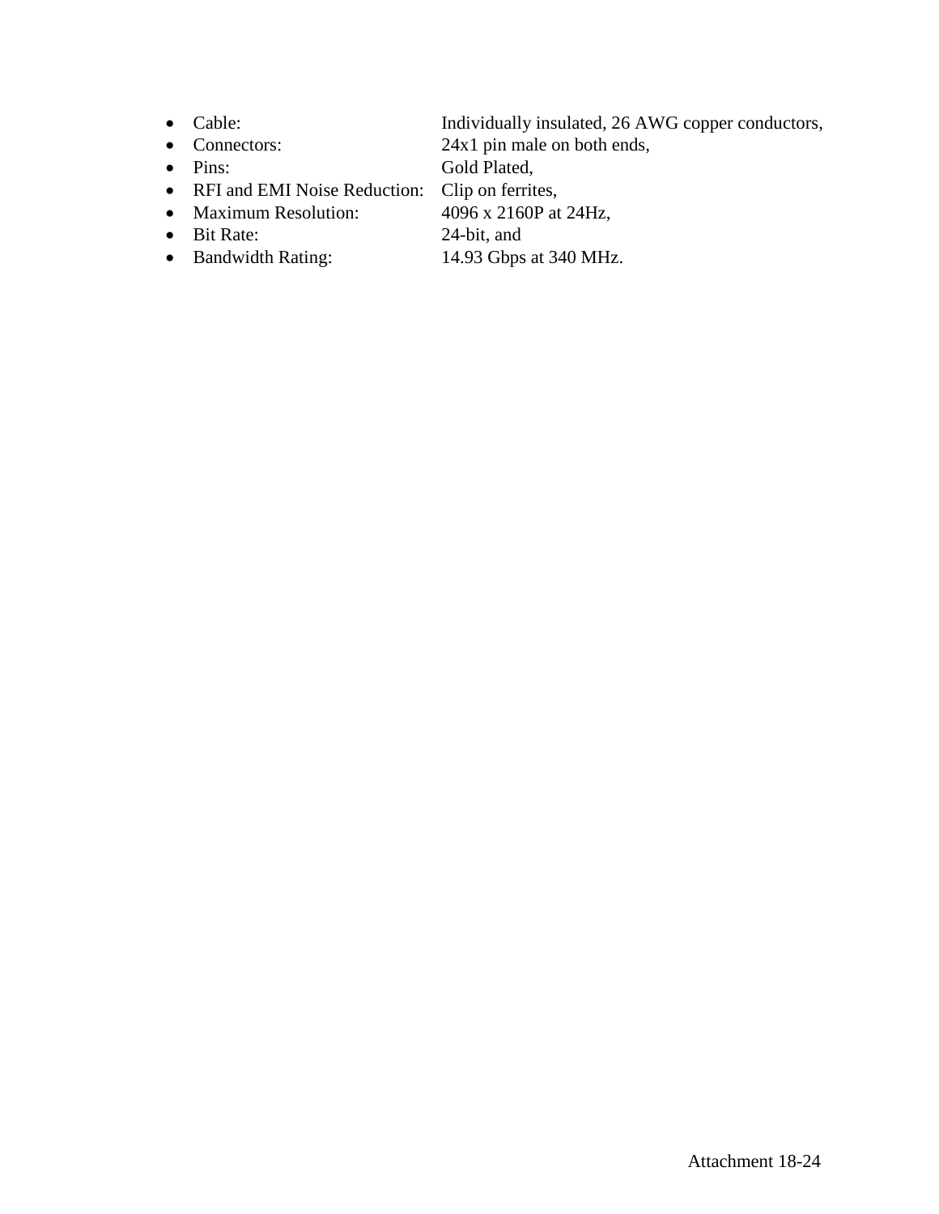- Cable: Individually insulated, 26 AWG copper conductors,
- Connectors: 24x1 pin male on both ends,
- Pins: Gold Plated,
- RFI and EMI Noise Reduction: Clip on ferrites,
- Maximum Resolution: 4096 x 2160P at 24Hz,
- Bit Rate: 24-bit, and
- Bandwidth Rating: 14.93 Gbps at 340 MHz.

Attachment 18-24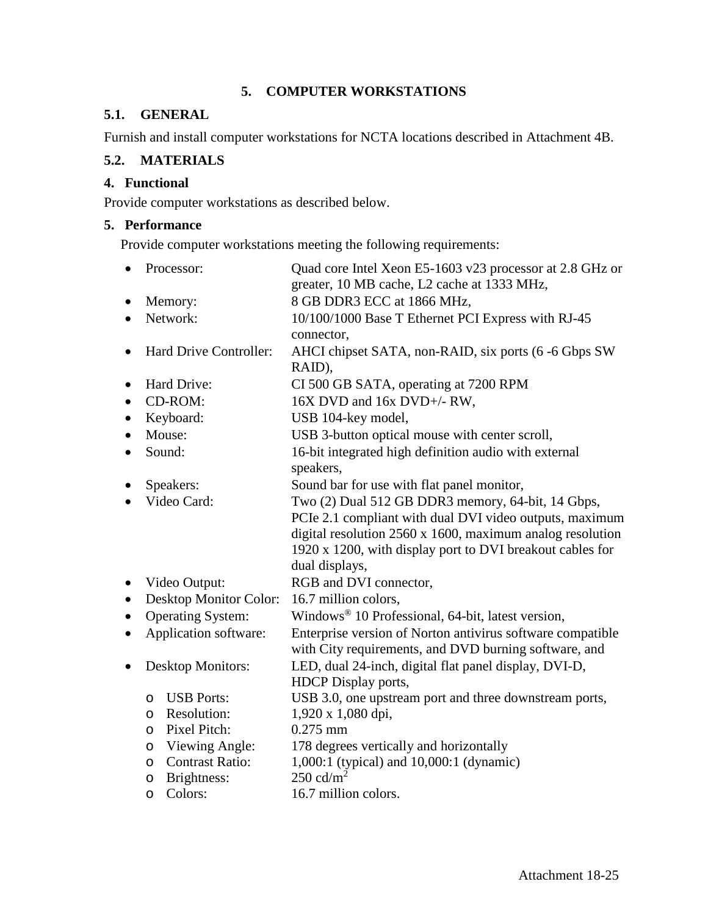# 5. COMPUTER WORKSTATIONS

## 5.1. GENERAL

Furnish and install computer workstations for NCTA locations described in Attachment 4B.

## 5.2. MATERIALS

### 4. Functional

Provide computer workstations as described below.

### 5. Performance

Provide computer workstations meeting the following requirements:

- Processor: Quad core Intel Xeon E5-1603 v23 processor at 2.8 GHz or greater, 10 MB cache, L2 cache at 1333 MHz,
- Memory: 8 GB DDR3 ECC at 1866 MHz,
- Network: 10/100/1000 Base T Ethernet PCI Express with RJ-45 connector,
- Hard Drive Controller: AHCI chipset SATA, non-RAID, six ports (6 -6 Gbps SW RAID),
- Hard Drive: CI 500 GB SATA, operating at 7200 RPM
- CD-ROM: 16X DVD and 16x DVD+/- RW,
- Keyboard: USB 104-key model,
- Mouse: USB 3-button optical mouse with center scroll,
- Sound: 16-bit integrated high definition audio with external speakers,
- Speakers: Sound bar for use with flat panel monitor,
- Video Card: Two (2) Dual 512 GB DDR3 memory, 64-bit, 14 Gbps, PCIe 2.1 compliant with dual DVI video outputs, maximum digital resolution 2560 x 1600, maximum analog resolution 1920 x 1200, with display port to DVI breakout cables for dual displays,
- Video Output: RGB and DVI connector,
- Desktop Monitor Color: 16.7 million colors,
- Operating System: Windows® 10 Professional, 64-bit, latest version,
- Application software: Enterprise version of Norton antivirus software compatible with City requirements, and DVD burning software, and
- Desktop Monitors: LED, dual 24-inch, digital flat panel display, DVI-D, HDCP Display ports,
  - USB Ports: USB 3.0, one upstream port and three downstream ports,
  - Resolution: 1,920 x 1,080 dpi,
  - Pixel Pitch: 0.275 mm
  - Viewing Angle: 178 degrees vertically and horizontally
  - Contrast Ratio: 1,000:1 (typical) and 10,000:1 (dynamic)
  - Brightness: 250 cd/$m^2$
  - Colors: 16.7 million colors.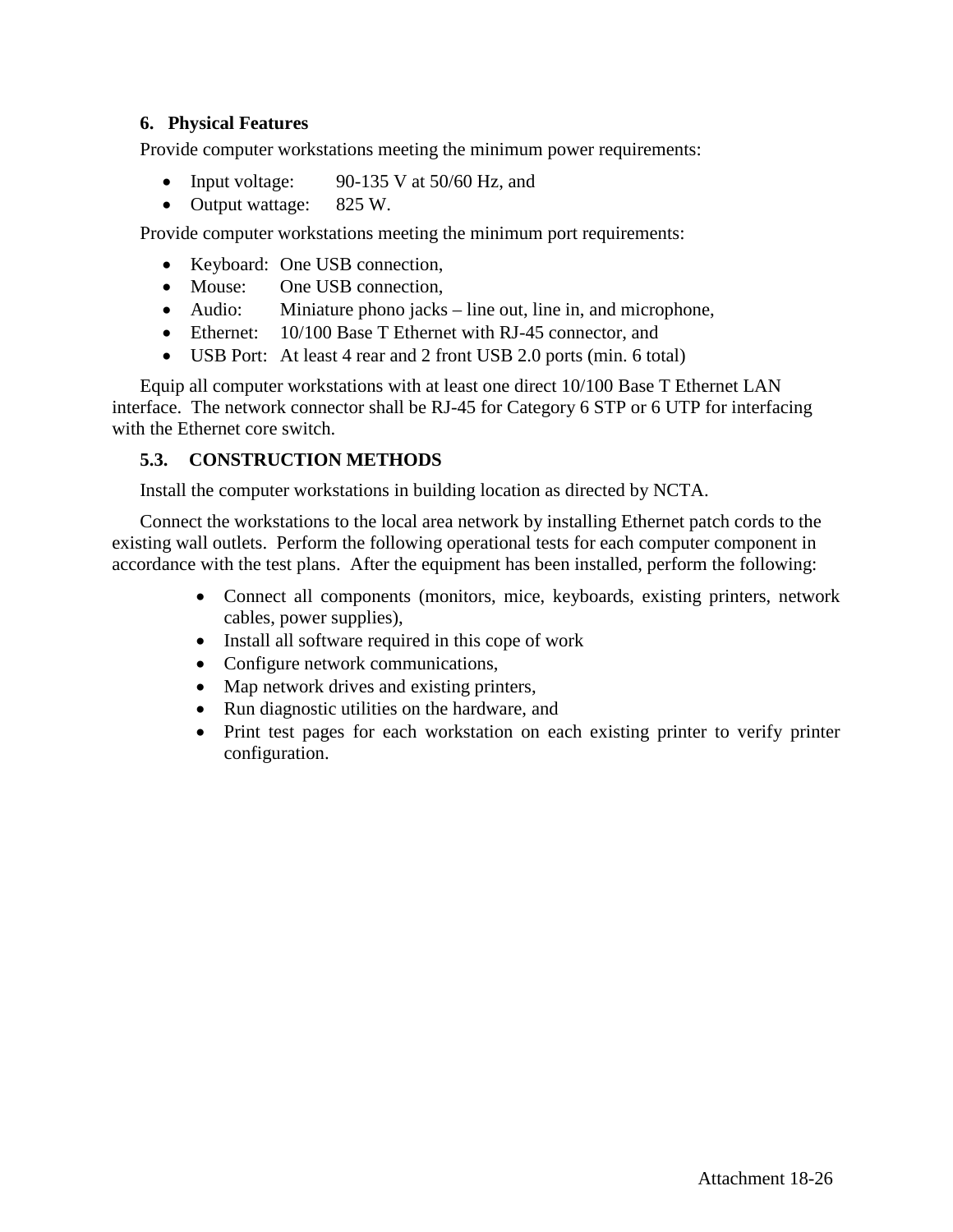### 6. Physical Features

Provide computer workstations meeting the minimum power requirements:

- Input voltage: 90-135 V at 50/60 Hz, and
- Output wattage: 825 W.

Provide computer workstations meeting the minimum port requirements:

- Keyboard: One USB connection,
- Mouse: One USB connection,
- Audio: Miniature phono jacks – line out, line in, and microphone,
- Ethernet: 10/100 Base T Ethernet with RJ-45 connector, and
- USB Port: At least 4 rear and 2 front USB 2.0 ports (min. 6 total)

Equip all computer workstations with at least one direct 10/100 Base T Ethernet LAN interface. The network connector shall be RJ-45 for Category 6 STP or 6 UTP for interfacing with the Ethernet core switch.

## 5.3. CONSTRUCTION METHODS

Install the computer workstations in building location as directed by NCTA.

Connect the workstations to the local area network by installing Ethernet patch cords to the existing wall outlets. Perform the following operational tests for each computer component in accordance with the test plans. After the equipment has been installed, perform the following:

- Connect all components (monitors, mice, keyboards, existing printers, network cables, power supplies),
- Install all software required in this cope of work
- Configure network communications,
- Map network drives and existing printers,
- Run diagnostic utilities on the hardware, and
- Print test pages for each workstation on each existing printer to verify printer configuration.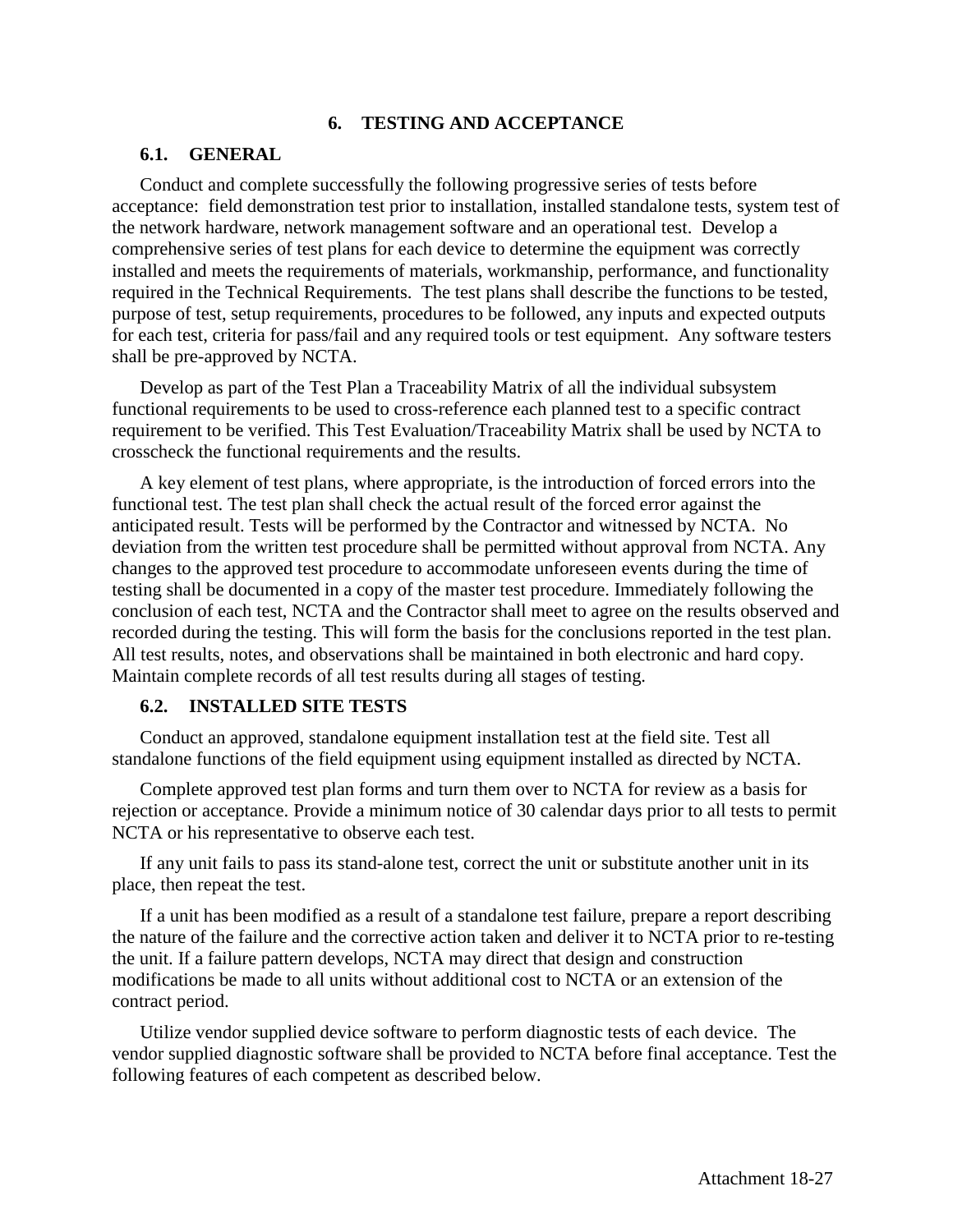# 6. TESTING AND ACCEPTANCE

## 6.1. GENERAL

Conduct and complete successfully the following progressive series of tests before acceptance: field demonstration test prior to installation, installed standalone tests, system test of the network hardware, network management software and an operational test. Develop a comprehensive series of test plans for each device to determine the equipment was correctly installed and meets the requirements of materials, workmanship, performance, and functionality required in the Technical Requirements. The test plans shall describe the functions to be tested, purpose of test, setup requirements, procedures to be followed, any inputs and expected outputs for each test, criteria for pass/fail and any required tools or test equipment. Any software testers shall be pre-approved by NCTA.

Develop as part of the Test Plan a Traceability Matrix of all the individual subsystem functional requirements to be used to cross-reference each planned test to a specific contract requirement to be verified. This Test Evaluation/Traceability Matrix shall be used by NCTA to crosscheck the functional requirements and the results.

A key element of test plans, where appropriate, is the introduction of forced errors into the functional test. The test plan shall check the actual result of the forced error against the anticipated result. Tests will be performed by the Contractor and witnessed by NCTA. No deviation from the written test procedure shall be permitted without approval from NCTA. Any changes to the approved test procedure to accommodate unforeseen events during the time of testing shall be documented in a copy of the master test procedure. Immediately following the conclusion of each test, NCTA and the Contractor shall meet to agree on the results observed and recorded during the testing. This will form the basis for the conclusions reported in the test plan. All test results, notes, and observations shall be maintained in both electronic and hard copy. Maintain complete records of all test results during all stages of testing.

## 6.2. INSTALLED SITE TESTS

Conduct an approved, standalone equipment installation test at the field site. Test all standalone functions of the field equipment using equipment installed as directed by NCTA.

Complete approved test plan forms and turn them over to NCTA for review as a basis for rejection or acceptance. Provide a minimum notice of 30 calendar days prior to all tests to permit NCTA or his representative to observe each test.

If any unit fails to pass its stand-alone test, correct the unit or substitute another unit in its place, then repeat the test.

If a unit has been modified as a result of a standalone test failure, prepare a report describing the nature of the failure and the corrective action taken and deliver it to NCTA prior to re-testing the unit. If a failure pattern develops, NCTA may direct that design and construction modifications be made to all units without additional cost to NCTA or an extension of the contract period.

Utilize vendor supplied device software to perform diagnostic tests of each device. The vendor supplied diagnostic software shall be provided to NCTA before final acceptance. Test the following features of each competent as described below.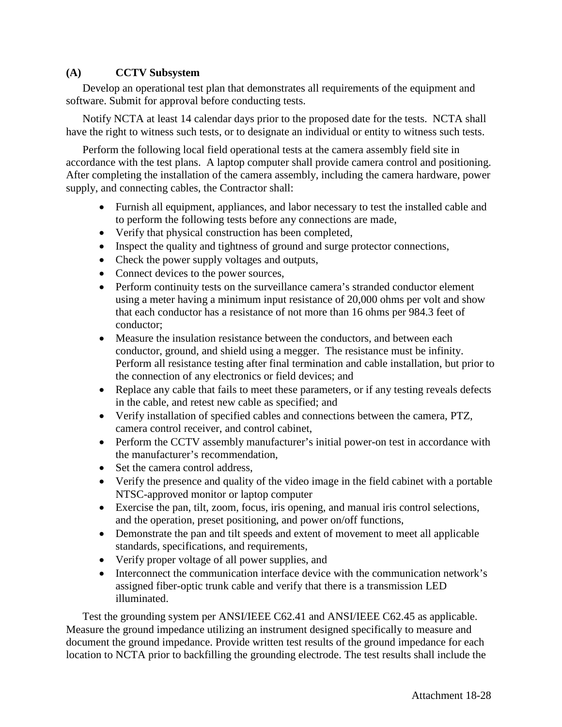### (A) CCTV Subsystem

Develop an operational test plan that demonstrates all requirements of the equipment and software. Submit for approval before conducting tests.

Notify NCTA at least 14 calendar days prior to the proposed date for the tests. NCTA shall have the right to witness such tests, or to designate an individual or entity to witness such tests.

Perform the following local field operational tests at the camera assembly field site in accordance with the test plans. A laptop computer shall provide camera control and positioning. After completing the installation of the camera assembly, including the camera hardware, power supply, and connecting cables, the Contractor shall:

- Furnish all equipment, appliances, and labor necessary to test the installed cable and to perform the following tests before any connections are made,
- Verify that physical construction has been completed,
- Inspect the quality and tightness of ground and surge protector connections,
- Check the power supply voltages and outputs,
- Connect devices to the power sources,
- Perform continuity tests on the surveillance camera's stranded conductor element using a meter having a minimum input resistance of 20,000 ohms per volt and show that each conductor has a resistance of not more than 16 ohms per 984.3 feet of conductor;
- Measure the insulation resistance between the conductors, and between each conductor, ground, and shield using a megger. The resistance must be infinity. Perform all resistance testing after final termination and cable installation, but prior to the connection of any electronics or field devices; and
- Replace any cable that fails to meet these parameters, or if any testing reveals defects in the cable, and retest new cable as specified; and
- Verify installation of specified cables and connections between the camera, PTZ, camera control receiver, and control cabinet,
- Perform the CCTV assembly manufacturer's initial power-on test in accordance with the manufacturer's recommendation,
- Set the camera control address,
- Verify the presence and quality of the video image in the field cabinet with a portable NTSC-approved monitor or laptop computer
- Exercise the pan, tilt, zoom, focus, iris opening, and manual iris control selections, and the operation, preset positioning, and power on/off functions,
- Demonstrate the pan and tilt speeds and extent of movement to meet all applicable standards, specifications, and requirements,
- Verify proper voltage of all power supplies, and
- Interconnect the communication interface device with the communication network's assigned fiber-optic trunk cable and verify that there is a transmission LED illuminated.

Test the grounding system per ANSI/IEEE C62.41 and ANSI/IEEE C62.45 as applicable. Measure the ground impedance utilizing an instrument designed specifically to measure and document the ground impedance. Provide written test results of the ground impedance for each location to NCTA prior to backfilling the grounding electrode. The test results shall include the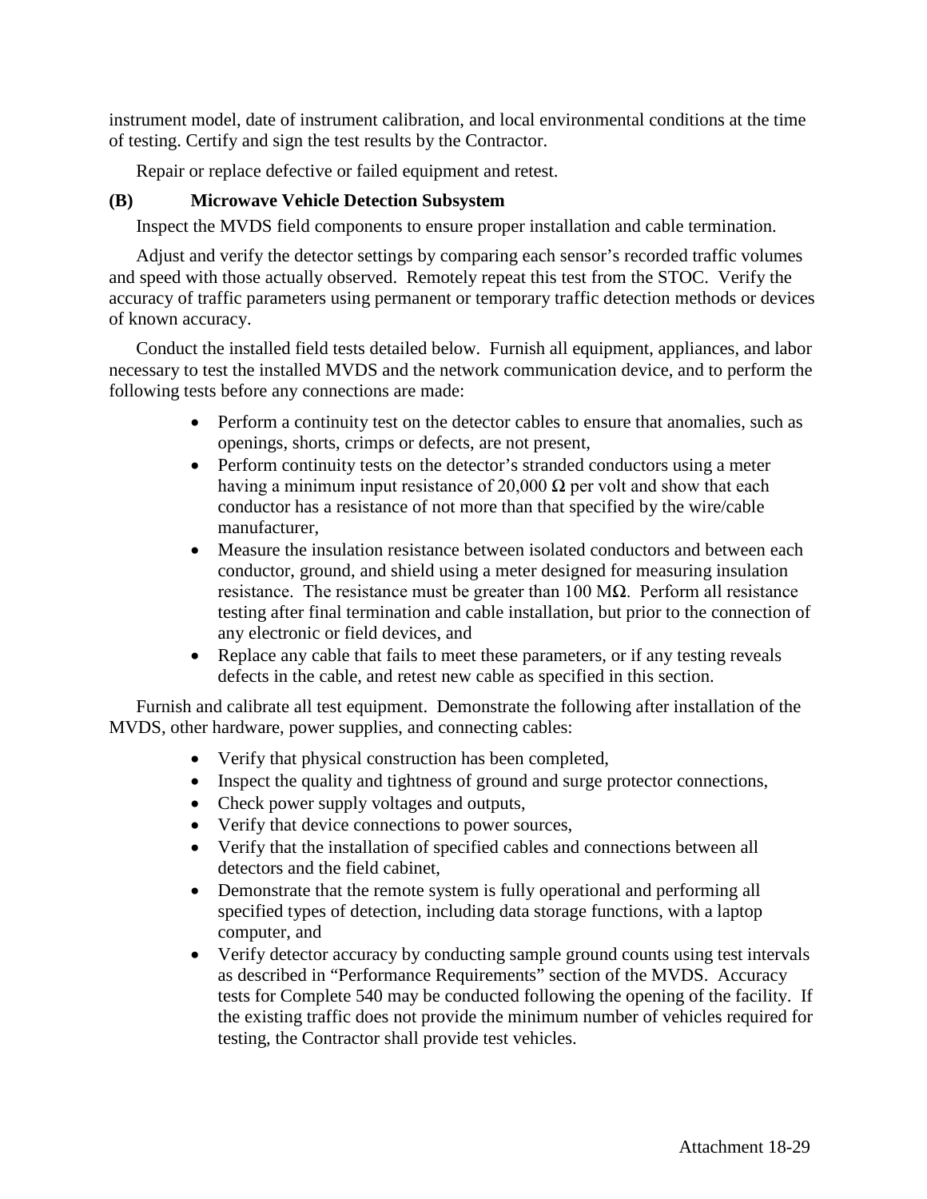instrument model, date of instrument calibration, and local environmental conditions at the time of testing. Certify and sign the test results by the Contractor.

Repair or replace defective or failed equipment and retest.

**(B) Microwave Vehicle Detection Subsystem**

Inspect the MVDS field components to ensure proper installation and cable termination.

Adjust and verify the detector settings by comparing each sensor's recorded traffic volumes and speed with those actually observed. Remotely repeat this test from the STOC. Verify the accuracy of traffic parameters using permanent or temporary traffic detection methods or devices of known accuracy.

Conduct the installed field tests detailed below. Furnish all equipment, appliances, and labor necessary to test the installed MVDS and the network communication device, and to perform the following tests before any connections are made:

- Perform a continuity test on the detector cables to ensure that anomalies, such as openings, shorts, crimps or defects, are not present,
- Perform continuity tests on the detector's stranded conductors using a meter having a minimum input resistance of 20,000 Ω per volt and show that each conductor has a resistance of not more than that specified by the wire/cable manufacturer,
- Measure the insulation resistance between isolated conductors and between each conductor, ground, and shield using a meter designed for measuring insulation resistance. The resistance must be greater than 100 MΩ. Perform all resistance testing after final termination and cable installation, but prior to the connection of any electronic or field devices, and
- Replace any cable that fails to meet these parameters, or if any testing reveals defects in the cable, and retest new cable as specified in this section.

Furnish and calibrate all test equipment. Demonstrate the following after installation of the MVDS, other hardware, power supplies, and connecting cables:

- Verify that physical construction has been completed,
- Inspect the quality and tightness of ground and surge protector connections,
- Check power supply voltages and outputs,
- Verify that device connections to power sources,
- Verify that the installation of specified cables and connections between all detectors and the field cabinet,
- Demonstrate that the remote system is fully operational and performing all specified types of detection, including data storage functions, with a laptop computer, and
- Verify detector accuracy by conducting sample ground counts using test intervals as described in "Performance Requirements" section of the MVDS. Accuracy tests for Complete 540 may be conducted following the opening of the facility. If the existing traffic does not provide the minimum number of vehicles required for testing, the Contractor shall provide test vehicles.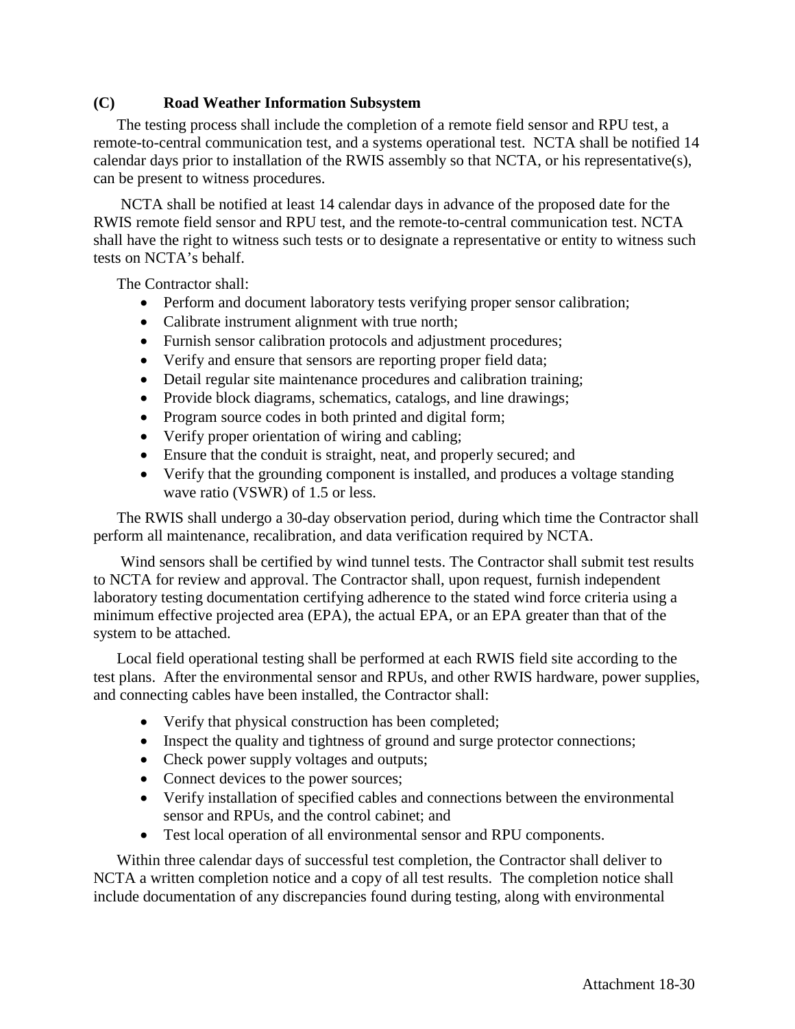### (C) Road Weather Information Subsystem

The testing process shall include the completion of a remote field sensor and RPU test, a remote-to-central communication test, and a systems operational test. NCTA shall be notified 14 calendar days prior to installation of the RWIS assembly so that NCTA, or his representative(s), can be present to witness procedures.

NCTA shall be notified at least 14 calendar days in advance of the proposed date for the RWIS remote field sensor and RPU test, and the remote-to-central communication test. NCTA shall have the right to witness such tests or to designate a representative or entity to witness such tests on NCTA's behalf.

The Contractor shall:

- Perform and document laboratory tests verifying proper sensor calibration;
- Calibrate instrument alignment with true north;
- Furnish sensor calibration protocols and adjustment procedures;
- Verify and ensure that sensors are reporting proper field data;
- Detail regular site maintenance procedures and calibration training;
- Provide block diagrams, schematics, catalogs, and line drawings;
- Program source codes in both printed and digital form;
- Verify proper orientation of wiring and cabling;
- Ensure that the conduit is straight, neat, and properly secured; and
- Verify that the grounding component is installed, and produces a voltage standing wave ratio (VSWR) of 1.5 or less.

The RWIS shall undergo a 30-day observation period, during which time the Contractor shall perform all maintenance, recalibration, and data verification required by NCTA.

Wind sensors shall be certified by wind tunnel tests. The Contractor shall submit test results to NCTA for review and approval. The Contractor shall, upon request, furnish independent laboratory testing documentation certifying adherence to the stated wind force criteria using a minimum effective projected area (EPA), the actual EPA, or an EPA greater than that of the system to be attached.

Local field operational testing shall be performed at each RWIS field site according to the test plans. After the environmental sensor and RPUs, and other RWIS hardware, power supplies, and connecting cables have been installed, the Contractor shall:

- Verify that physical construction has been completed;
- Inspect the quality and tightness of ground and surge protector connections;
- Check power supply voltages and outputs;
- Connect devices to the power sources;
- Verify installation of specified cables and connections between the environmental sensor and RPUs, and the control cabinet; and
- Test local operation of all environmental sensor and RPU components.

Within three calendar days of successful test completion, the Contractor shall deliver to NCTA a written completion notice and a copy of all test results. The completion notice shall include documentation of any discrepancies found during testing, along with environmental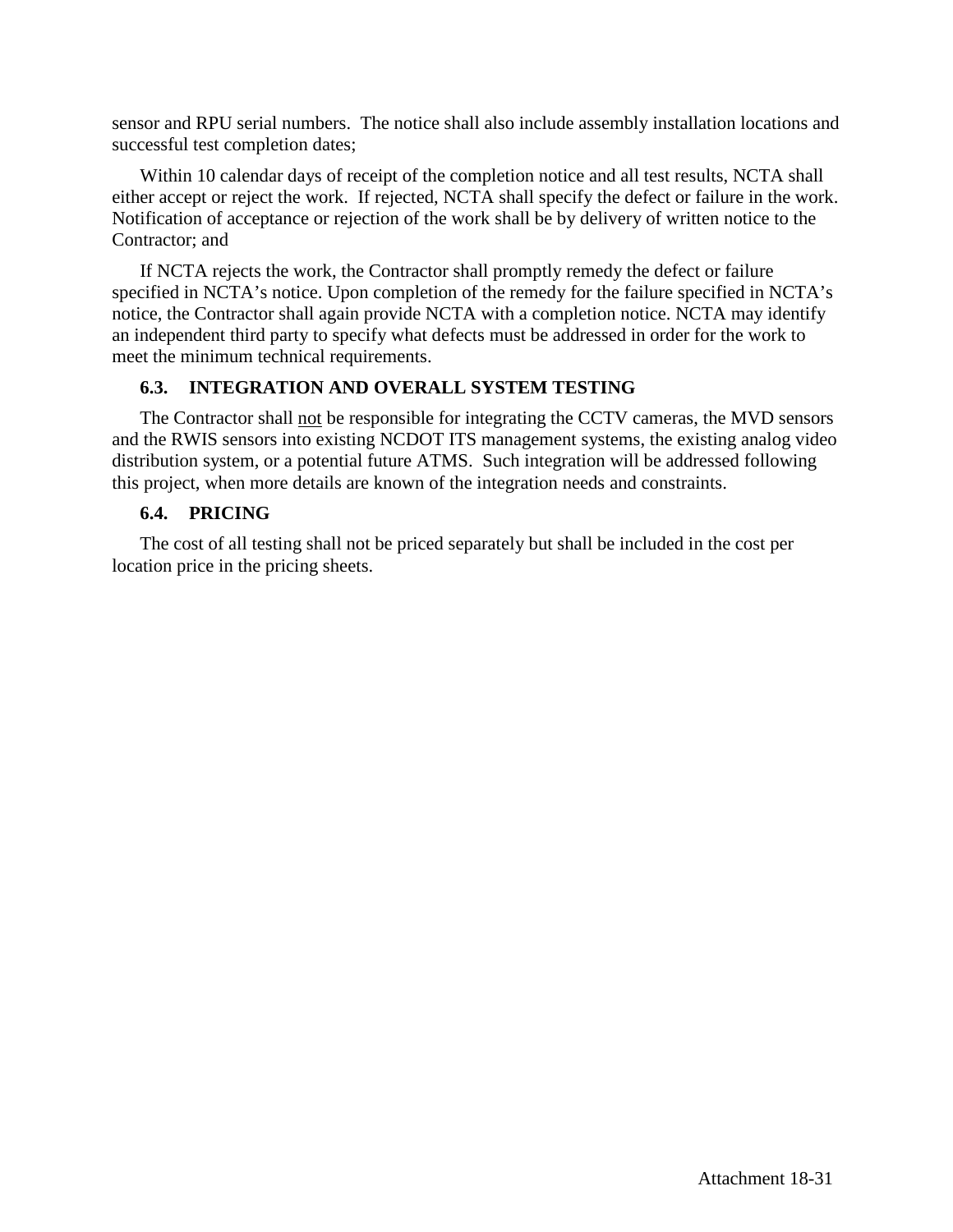sensor and RPU serial numbers. The notice shall also include assembly installation locations and successful test completion dates;

Within 10 calendar days of receipt of the completion notice and all test results, NCTA shall either accept or reject the work. If rejected, NCTA shall specify the defect or failure in the work. Notification of acceptance or rejection of the work shall be by delivery of written notice to the Contractor; and

If NCTA rejects the work, the Contractor shall promptly remedy the defect or failure specified in NCTA's notice. Upon completion of the remedy for the failure specified in NCTA's notice, the Contractor shall again provide NCTA with a completion notice. NCTA may identify an independent third party to specify what defects must be addressed in order for the work to meet the minimum technical requirements.

### 6.3. INTEGRATION AND OVERALL SYSTEM TESTING

The Contractor shall not be responsible for integrating the CCTV cameras, the MVD sensors and the RWIS sensors into existing NCDOT ITS management systems, the existing analog video distribution system, or a potential future ATMS. Such integration will be addressed following this project, when more details are known of the integration needs and constraints.

### 6.4. PRICING

The cost of all testing shall not be priced separately but shall be included in the cost per location price in the pricing sheets.